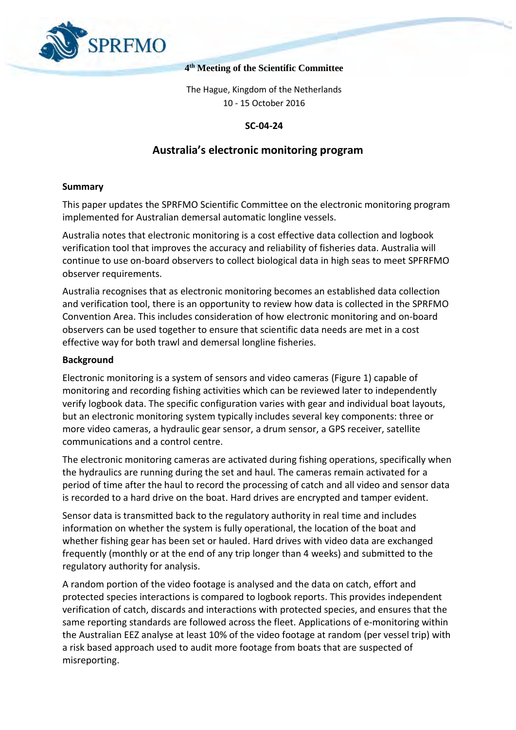SPRFMO

**4th Meeting of the Scientific Committee**

The Hague, Kingdom of the Netherlands
10 - 15 October 2016

**SC-04-24**

# Australia's electronic monitoring program

## Summary

This paper updates the SPRFMO Scientific Committee on the electronic monitoring program implemented for Australian demersal automatic longline vessels.

Australia notes that electronic monitoring is a cost effective data collection and logbook verification tool that improves the accuracy and reliability of fisheries data. Australia will continue to use on-board observers to collect biological data in high seas to meet SPFRFMO observer requirements.

Australia recognises that as electronic monitoring becomes an established data collection and verification tool, there is an opportunity to review how data is collected in the SPRFMO Convention Area. This includes consideration of how electronic monitoring and on-board observers can be used together to ensure that scientific data needs are met in a cost effective way for both trawl and demersal longline fisheries.

## Background

Electronic monitoring is a system of sensors and video cameras (Figure 1) capable of monitoring and recording fishing activities which can be reviewed later to independently verify logbook data. The specific configuration varies with gear and individual boat layouts, but an electronic monitoring system typically includes several key components: three or more video cameras, a hydraulic gear sensor, a drum sensor, a GPS receiver, satellite communications and a control centre.

The electronic monitoring cameras are activated during fishing operations, specifically when the hydraulics are running during the set and haul. The cameras remain activated for a period of time after the haul to record the processing of catch and all video and sensor data is recorded to a hard drive on the boat. Hard drives are encrypted and tamper evident.

Sensor data is transmitted back to the regulatory authority in real time and includes information on whether the system is fully operational, the location of the boat and whether fishing gear has been set or hauled. Hard drives with video data are exchanged frequently (monthly or at the end of any trip longer than 4 weeks) and submitted to the regulatory authority for analysis.

A random portion of the video footage is analysed and the data on catch, effort and protected species interactions is compared to logbook reports. This provides independent verification of catch, discards and interactions with protected species, and ensures that the same reporting standards are followed across the fleet. Applications of e-monitoring within the Australian EEZ analyse at least 10% of the video footage at random (per vessel trip) with a risk based approach used to audit more footage from boats that are suspected of misreporting.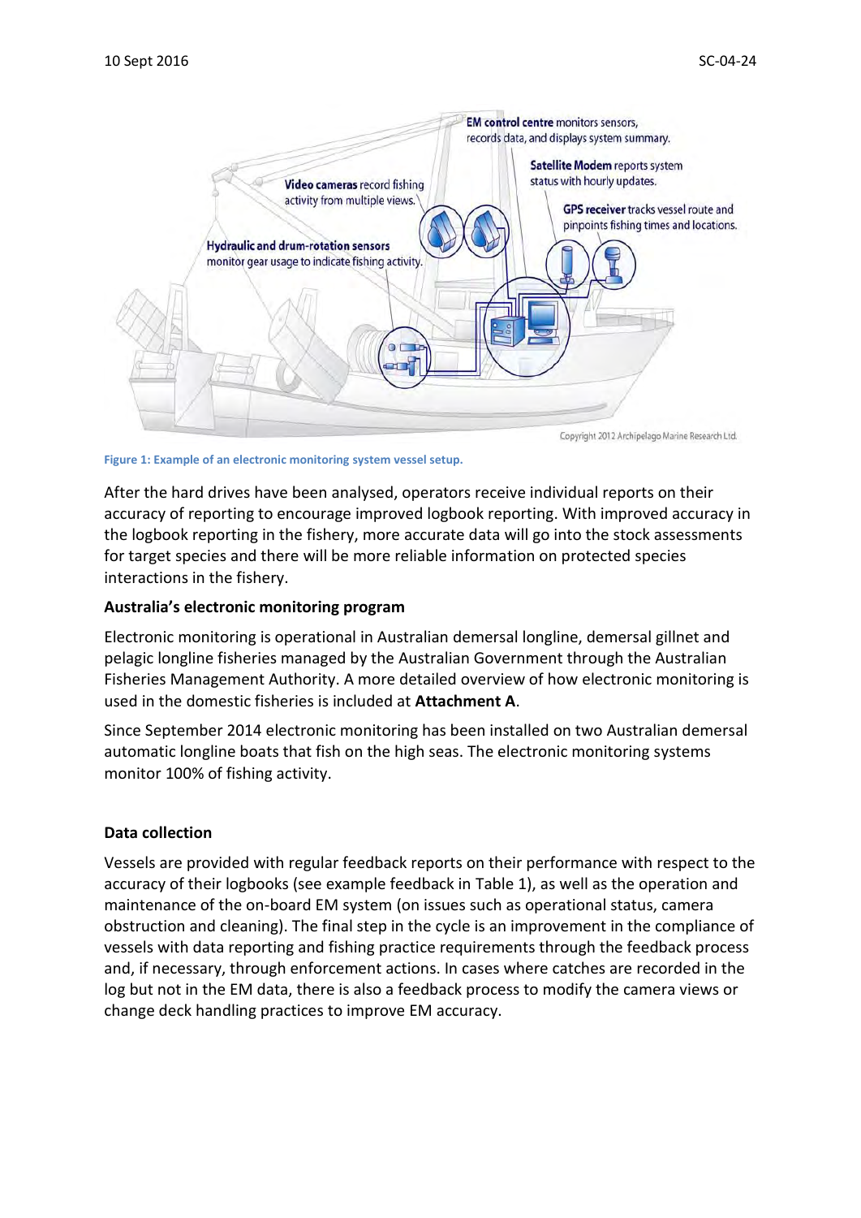Figure 1: Example of an electronic monitoring system vessel setup.

After the hard drives have been analysed, operators receive individual reports on their accuracy of reporting to encourage improved logbook reporting. With improved accuracy in the logbook reporting in the fishery, more accurate data will go into the stock assessments for target species and there will be more reliable information on protected species interactions in the fishery.

**Australia's electronic monitoring program**

Electronic monitoring is operational in Australian demersal longline, demersal gillnet and pelagic longline fisheries managed by the Australian Government through the Australian Fisheries Management Authority. A more detailed overview of how electronic monitoring is used in the domestic fisheries is included at **Attachment A**.

Since September 2014 electronic monitoring has been installed on two Australian demersal automatic longline boats that fish on the high seas. The electronic monitoring systems monitor 100% of fishing activity.

**Data collection**

Vessels are provided with regular feedback reports on their performance with respect to the accuracy of their logbooks (see example feedback in Table 1), as well as the operation and maintenance of the on-board EM system (on issues such as operational status, camera obstruction and cleaning). The final step in the cycle is an improvement in the compliance of vessels with data reporting and fishing practice requirements through the feedback process and, if necessary, through enforcement actions. In cases where catches are recorded in the log but not in the EM data, there is also a feedback process to modify the camera views or change deck handling practices to improve EM accuracy.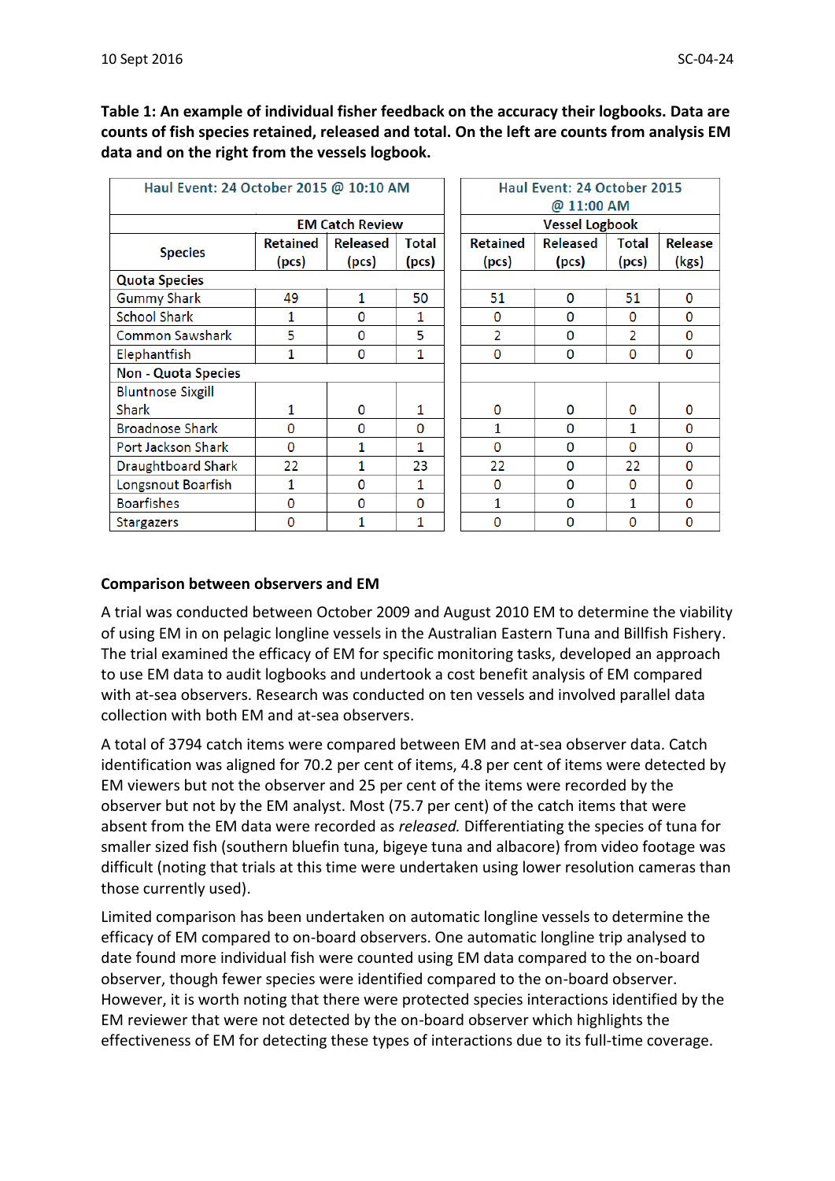**Table 1: An example of individual fisher feedback on the accuracy their logbooks. Data are counts of fish species retained, released and total. On the left are counts from analysis EM data and on the right from the vessels logbook.**

| Haul Event: 24 October 2015 @ 10:10 AM | | | | Haul Event: 24 October 2015 @ 11:00 AM | | | |
|---|---|---|---|---|---|---|---|
| | EM Catch Review | | | Vessel Logbook | | | |
| Species | Retained (pcs) | Released (pcs) | Total (pcs) | Retained (pcs) | Released (pcs) | Total (pcs) | Release (kgs) |
| **Quota Species** | | | | | | | |
| Gummy Shark | 49 | 1 | 50 | 51 | 0 | 51 | 0 |
| School Shark | 1 | 0 | 1 | 0 | 0 | 0 | 0 |
| Common Sawshark | 5 | 0 | 5 | 2 | 0 | 2 | 0 |
| Elephantfish | 1 | 0 | 1 | 0 | 0 | 0 | 0 |
| **Non - Quota Species** | | | | | | | |
| Bluntnose Sixgill Shark | 1 | 0 | 1 | 0 | 0 | 0 | 0 |
| Broadnose Shark | 0 | 0 | 0 | 1 | 0 | 1 | 0 |
| Port Jackson Shark | 0 | 1 | 1 | 0 | 0 | 0 | 0 |
| Draughtboard Shark | 22 | 1 | 23 | 22 | 0 | 22 | 0 |
| Longsnout Boarfish | 1 | 0 | 1 | 0 | 0 | 0 | 0 |
| Boarfishes | 0 | 0 | 0 | 1 | 0 | 1 | 0 |
| Stargazers | 0 | 1 | 1 | 0 | 0 | 0 | 0 |

## Comparison between observers and EM

A trial was conducted between October 2009 and August 2010 EM to determine the viability of using EM in on pelagic longline vessels in the Australian Eastern Tuna and Billfish Fishery. The trial examined the efficacy of EM for specific monitoring tasks, developed an approach to use EM data to audit logbooks and undertook a cost benefit analysis of EM compared with at-sea observers. Research was conducted on ten vessels and involved parallel data collection with both EM and at-sea observers.

A total of 3794 catch items were compared between EM and at-sea observer data. Catch identification was aligned for 70.2 per cent of items, 4.8 per cent of items were detected by EM viewers but not the observer and 25 per cent of the items were recorded by the observer but not by the EM analyst. Most (75.7 per cent) of the catch items that were absent from the EM data were recorded as *released.* Differentiating the species of tuna for smaller sized fish (southern bluefin tuna, bigeye tuna and albacore) from video footage was difficult (noting that trials at this time were undertaken using lower resolution cameras than those currently used).

Limited comparison has been undertaken on automatic longline vessels to determine the efficacy of EM compared to on-board observers. One automatic longline trip analysed to date found more individual fish were counted using EM data compared to the on-board observer, though fewer species were identified compared to the on-board observer. However, it is worth noting that there were protected species interactions identified by the EM reviewer that were not detected by the on-board observer which highlights the effectiveness of EM for detecting these types of interactions due to its full-time coverage.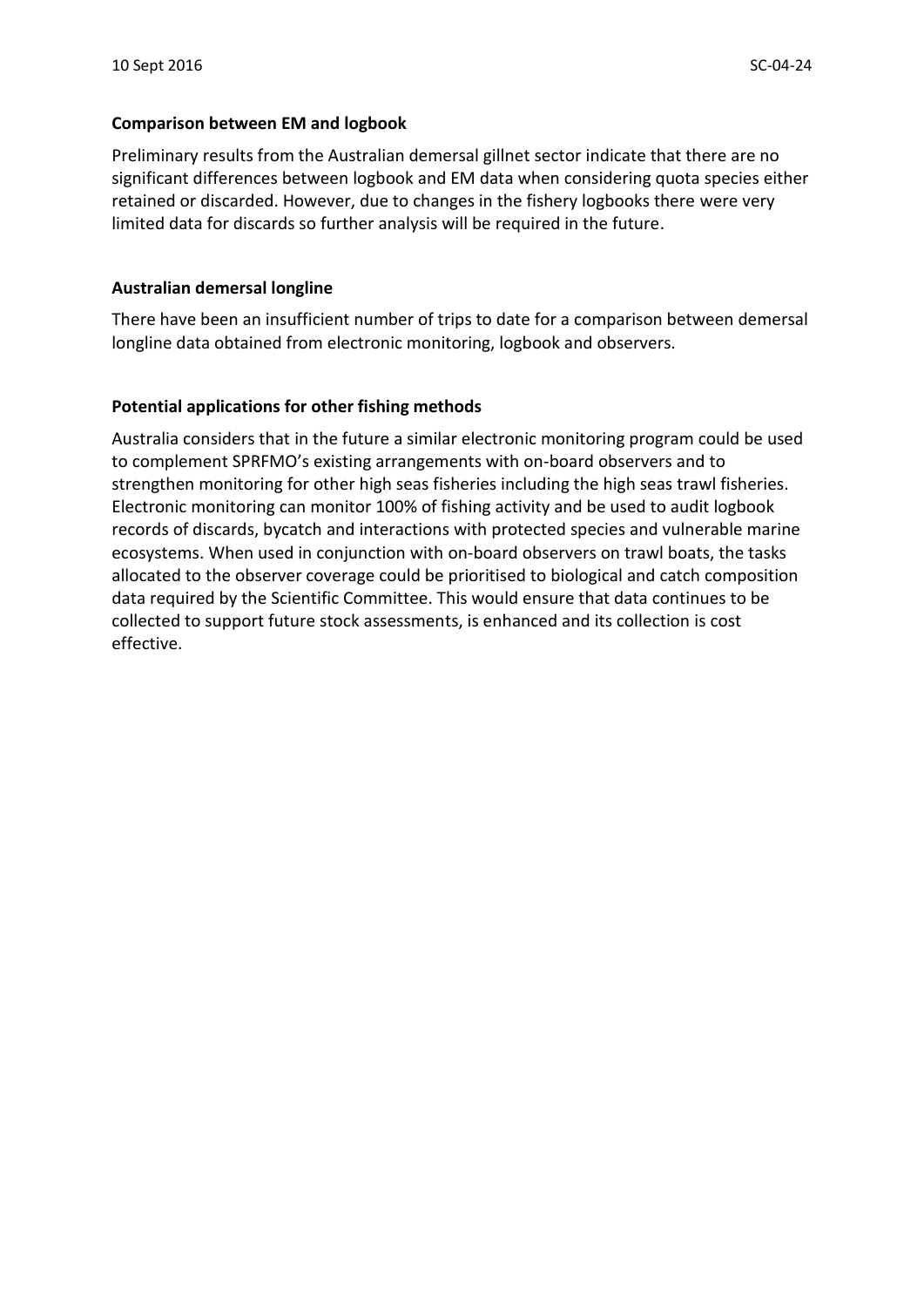**Comparison between EM and logbook**

Preliminary results from the Australian demersal gillnet sector indicate that there are no significant differences between logbook and EM data when considering quota species either retained or discarded. However, due to changes in the fishery logbooks there were very limited data for discards so further analysis will be required in the future.

**Australian demersal longline**

There have been an insufficient number of trips to date for a comparison between demersal longline data obtained from electronic monitoring, logbook and observers.

**Potential applications for other fishing methods**

Australia considers that in the future a similar electronic monitoring program could be used to complement SPRFMO's existing arrangements with on-board observers and to strengthen monitoring for other high seas fisheries including the high seas trawl fisheries. Electronic monitoring can monitor 100% of fishing activity and be used to audit logbook records of discards, bycatch and interactions with protected species and vulnerable marine ecosystems. When used in conjunction with on-board observers on trawl boats, the tasks allocated to the observer coverage could be prioritised to biological and catch composition data required by the Scientific Committee. This would ensure that data continues to be collected to support future stock assessments, is enhanced and its collection is cost effective.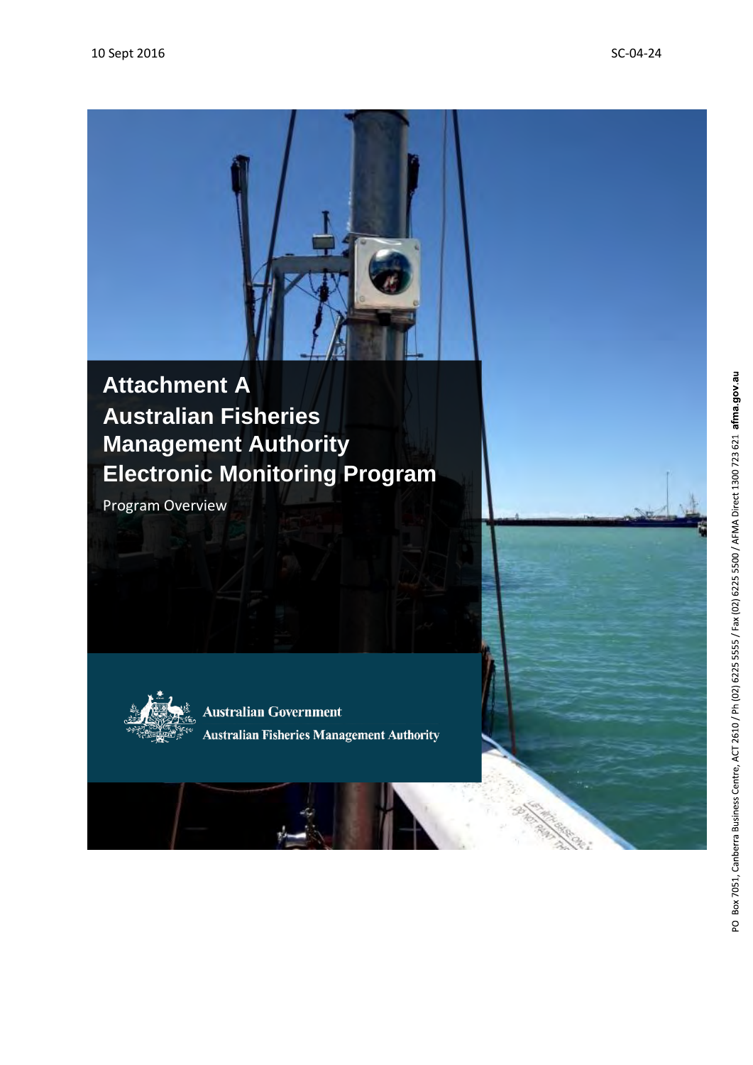10 Sept 2016

SC-04-24

# Attachment A
# Australian Fisheries Management Authority
# Electronic Monitoring Program

Program Overview

Australian Government
Australian Fisheries Management Authority

PO Box 7051, Canberra Business Centre, ACT 2610 / Ph (02) 6225 5555 / Fax (02) 6225 5500 / AFMA Direct 1300 723 621 **afma.gov.au**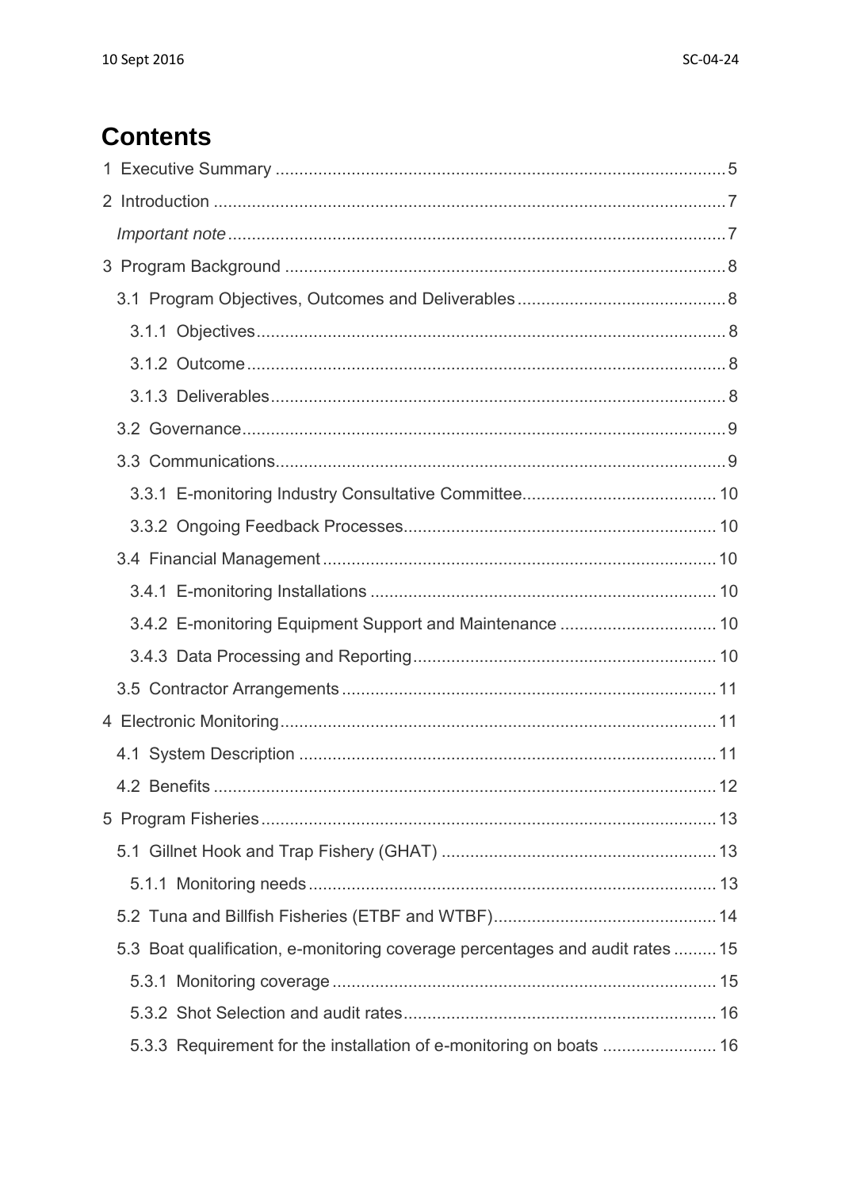# Contents

1 Executive Summary .......... 5

2 Introduction .......... 7

*Important note* .......... 7

3 Program Background .......... 8

3.1 Program Objectives, Outcomes and Deliverables .......... 8

3.1.1 Objectives .......... 8

3.1.2 Outcome .......... 8

3.1.3 Deliverables .......... 8

3.2 Governance .......... 9

3.3 Communications .......... 9

3.3.1 E-monitoring Industry Consultative Committee .......... 10

3.3.2 Ongoing Feedback Processes .......... 10

3.4 Financial Management .......... 10

3.4.1 E-monitoring Installations .......... 10

3.4.2 E-monitoring Equipment Support and Maintenance .......... 10

3.4.3 Data Processing and Reporting .......... 10

3.5 Contractor Arrangements .......... 11

4 Electronic Monitoring .......... 11

4.1 System Description .......... 11

4.2 Benefits .......... 12

5 Program Fisheries .......... 13

5.1 Gillnet Hook and Trap Fishery (GHAT) .......... 13

5.1.1 Monitoring needs .......... 13

5.2 Tuna and Billfish Fisheries (ETBF and WTBF) .......... 14

5.3 Boat qualification, e-monitoring coverage percentages and audit rates .......... 15

5.3.1 Monitoring coverage .......... 15

5.3.2 Shot Selection and audit rates .......... 16

5.3.3 Requirement for the installation of e-monitoring on boats .......... 16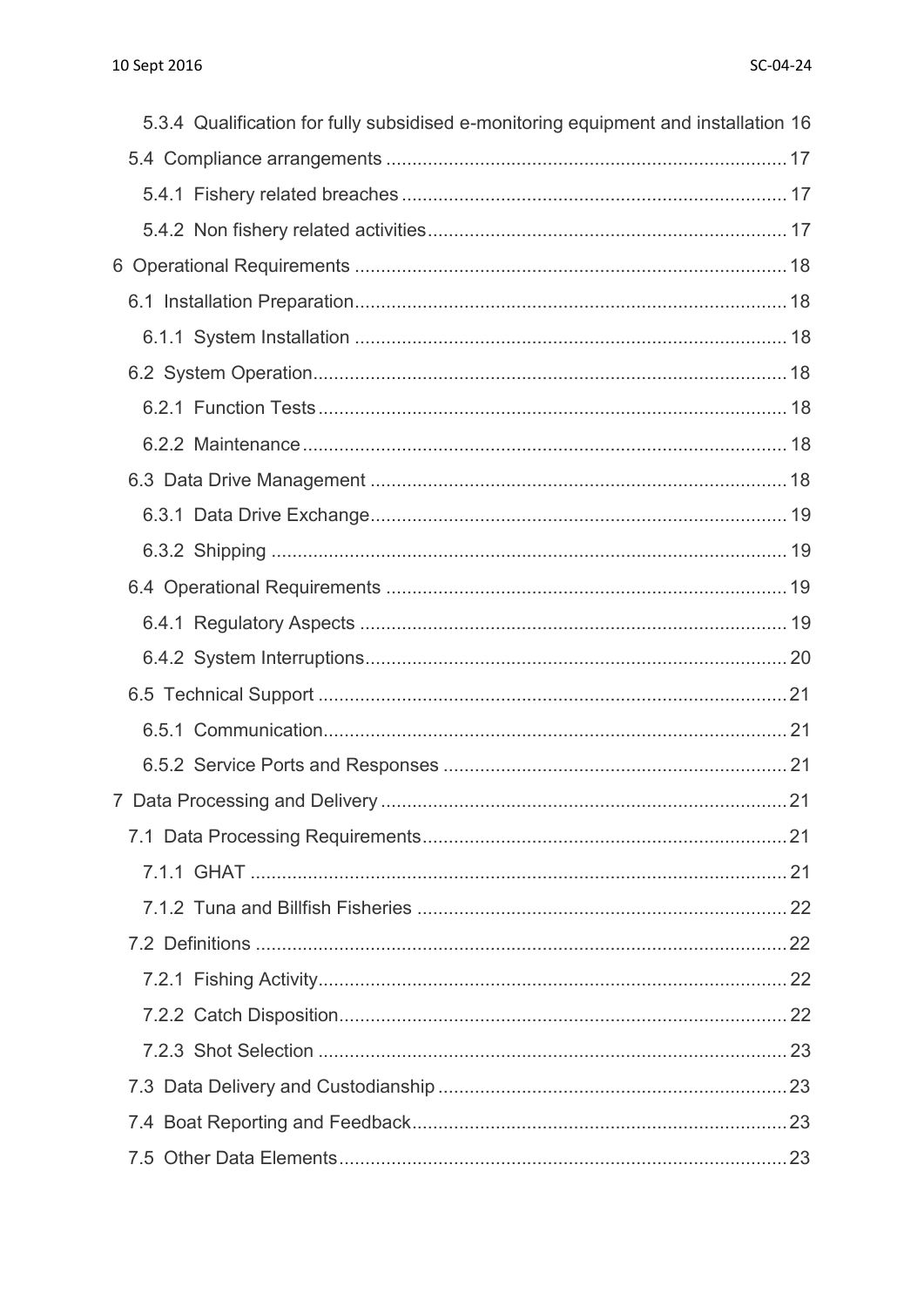5.3.4 Qualification for fully subsidised e-monitoring equipment and installation 16

5.4 Compliance arrangements ..... 17

5.4.1 Fishery related breaches ..... 17

5.4.2 Non fishery related activities ..... 17

6 Operational Requirements ..... 18

6.1 Installation Preparation ..... 18

6.1.1 System Installation ..... 18

6.2 System Operation ..... 18

6.2.1 Function Tests ..... 18

6.2.2 Maintenance ..... 18

6.3 Data Drive Management ..... 18

6.3.1 Data Drive Exchange ..... 19

6.3.2 Shipping ..... 19

6.4 Operational Requirements ..... 19

6.4.1 Regulatory Aspects ..... 19

6.4.2 System Interruptions ..... 20

6.5 Technical Support ..... 21

6.5.1 Communication ..... 21

6.5.2 Service Ports and Responses ..... 21

7 Data Processing and Delivery ..... 21

7.1 Data Processing Requirements ..... 21

7.1.1 GHAT ..... 21

7.1.2 Tuna and Billfish Fisheries ..... 22

7.2 Definitions ..... 22

7.2.1 Fishing Activity ..... 22

7.2.2 Catch Disposition ..... 22

7.2.3 Shot Selection ..... 23

7.3 Data Delivery and Custodianship ..... 23

7.4 Boat Reporting and Feedback ..... 23

7.5 Other Data Elements ..... 23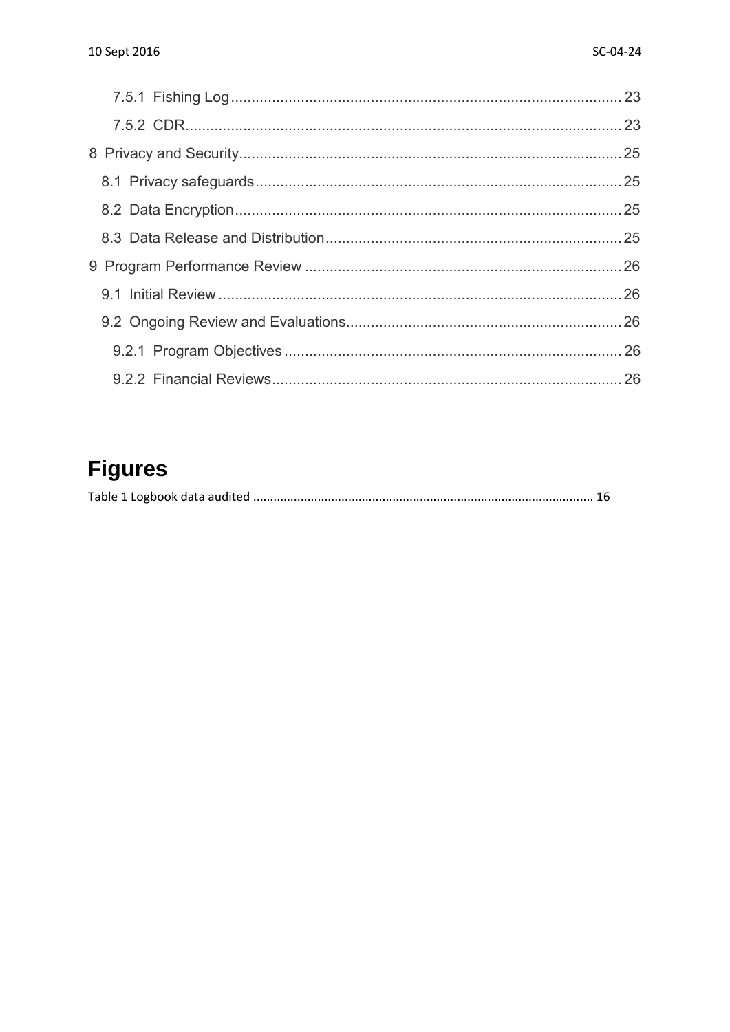7.5.1 Fishing Log ........................................................................................ 23

7.5.2 CDR ........................................................................................ 23

8 Privacy and Security ........................................................................................ 25

8.1 Privacy safeguards ........................................................................................ 25

8.2 Data Encryption ........................................................................................ 25

8.3 Data Release and Distribution ........................................................................................ 25

9 Program Performance Review ........................................................................................ 26

9.1 Initial Review ........................................................................................ 26

9.2 Ongoing Review and Evaluations ........................................................................................ 26

9.2.1 Program Objectives ........................................................................................ 26

9.2.2 Financial Reviews ........................................................................................ 26

# Figures

Table 1 Logbook data audited ........................................................................................ 16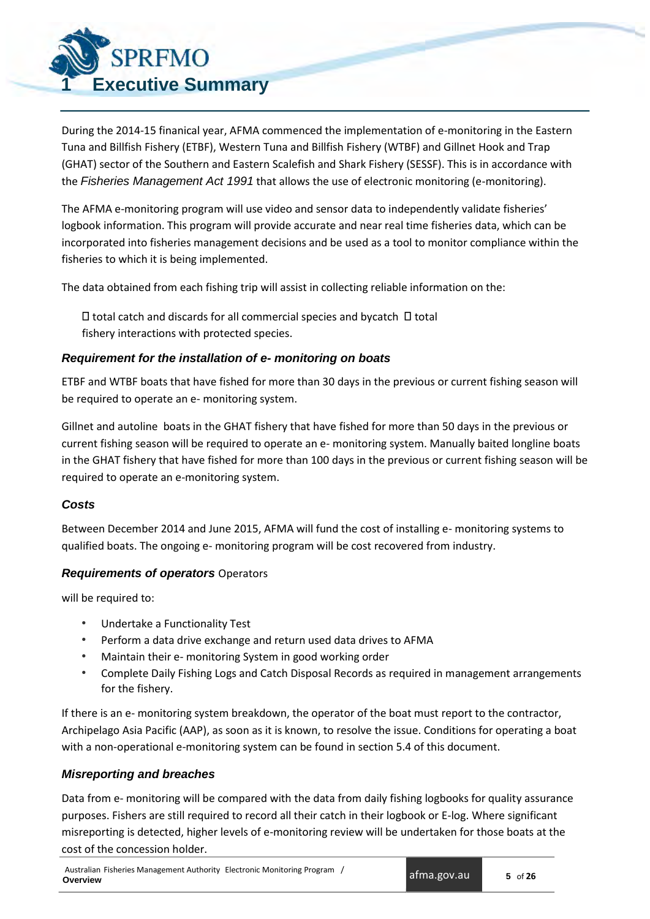# 1 Executive Summary

During the 2014-15 finanical year, AFMA commenced the implementation of e-monitoring in the Eastern Tuna and Billfish Fishery (ETBF), Western Tuna and Billfish Fishery (WTBF) and Gillnet Hook and Trap (GHAT) sector of the Southern and Eastern Scalefish and Shark Fishery (SESSF). This is in accordance with the *Fisheries Management Act 1991* that allows the use of electronic monitoring (e-monitoring).

The AFMA e-monitoring program will use video and sensor data to independently validate fisheries' logbook information. This program will provide accurate and near real time fisheries data, which can be incorporated into fisheries management decisions and be used as a tool to monitor compliance within the fisheries to which it is being implemented.

The data obtained from each fishing trip will assist in collecting reliable information on the:

- total catch and discards for all commercial species and bycatch
- total fishery interactions with protected species.

### *Requirement for the installation of e- monitoring on boats*

ETBF and WTBF boats that have fished for more than 30 days in the previous or current fishing season will be required to operate an e- monitoring system.

Gillnet and autoline boats in the GHAT fishery that have fished for more than 50 days in the previous or current fishing season will be required to operate an e- monitoring system. Manually baited longline boats in the GHAT fishery that have fished for more than 100 days in the previous or current fishing season will be required to operate an e-monitoring system.

### *Costs*

Between December 2014 and June 2015, AFMA will fund the cost of installing e- monitoring systems to qualified boats. The ongoing e- monitoring program will be cost recovered from industry.

### *Requirements of operators*

Operators will be required to:

- Undertake a Functionality Test
- Perform a data drive exchange and return used data drives to AFMA
- Maintain their e- monitoring System in good working order
- Complete Daily Fishing Logs and Catch Disposal Records as required in management arrangements for the fishery.

If there is an e- monitoring system breakdown, the operator of the boat must report to the contractor, Archipelago Asia Pacific (AAP), as soon as it is known, to resolve the issue. Conditions for operating a boat with a non-operational e-monitoring system can be found in section 5.4 of this document.

### *Misreporting and breaches*

Data from e- monitoring will be compared with the data from daily fishing logbooks for quality assurance purposes. Fishers are still required to record all their catch in their logbook or E-log. Where significant misreporting is detected, higher levels of e-monitoring review will be undertaken for those boats at the cost of the concession holder.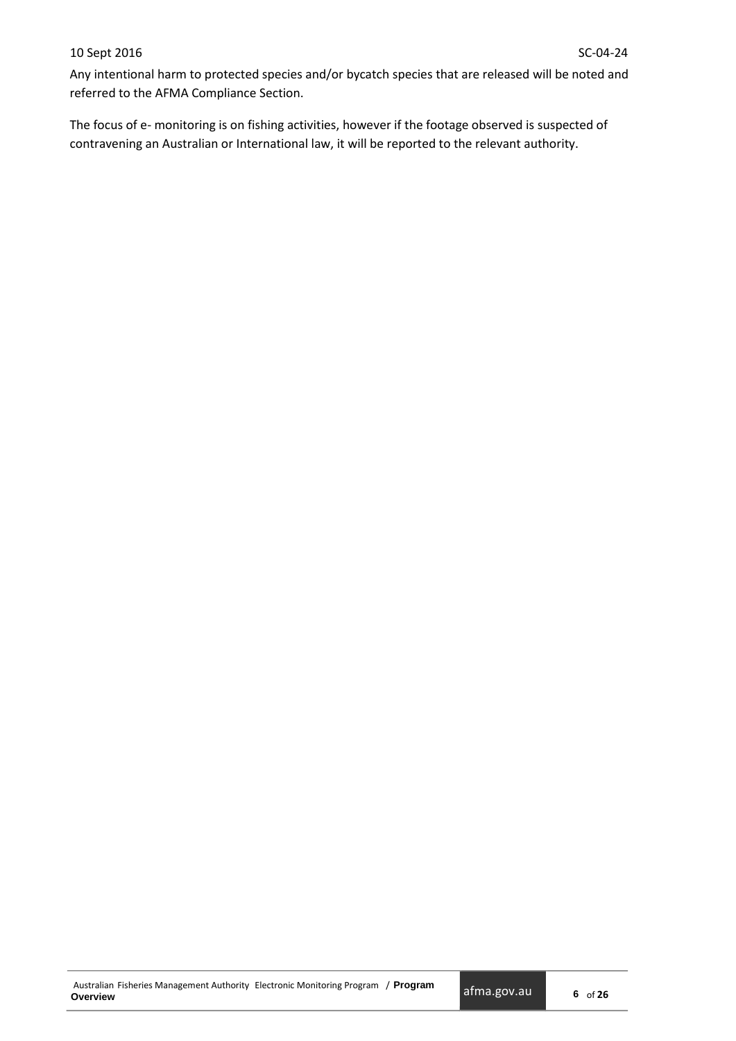Any intentional harm to protected species and/or bycatch species that are released will be noted and referred to the AFMA Compliance Section.

The focus of e- monitoring is on fishing activities, however if the footage observed is suspected of contravening an Australian or International law, it will be reported to the relevant authority.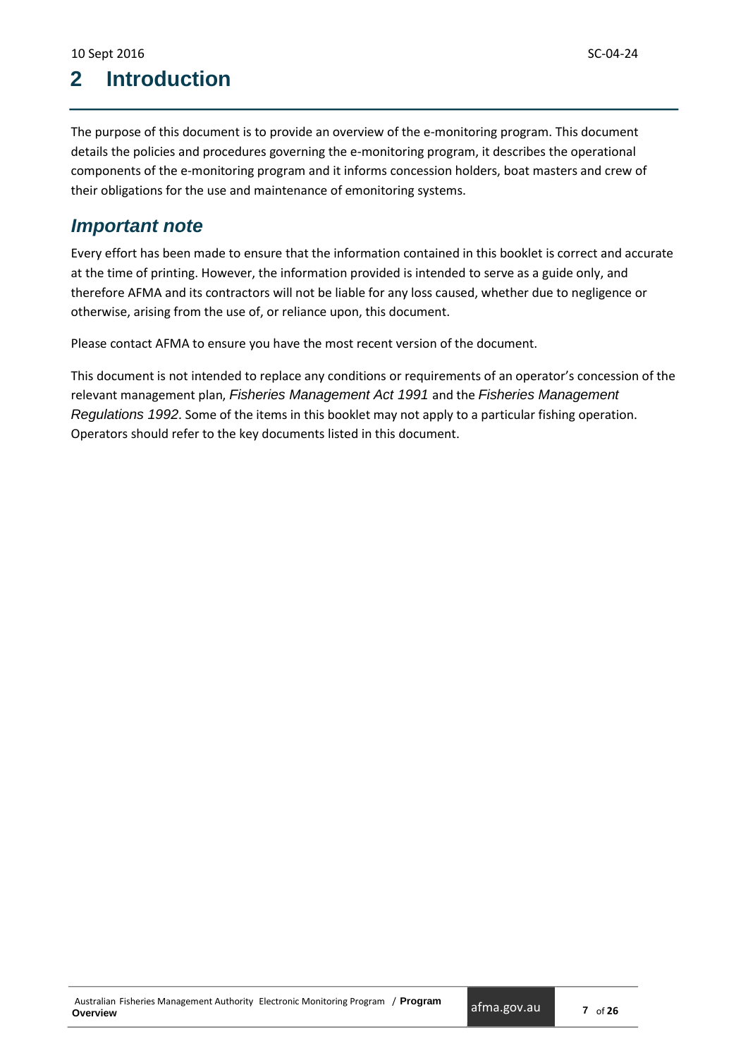# 2 Introduction

The purpose of this document is to provide an overview of the e-monitoring program. This document details the policies and procedures governing the e-monitoring program, it describes the operational components of the e-monitoring program and it informs concession holders, boat masters and crew of their obligations for the use and maintenance of emonitoring systems.

## *Important note*

Every effort has been made to ensure that the information contained in this booklet is correct and accurate at the time of printing. However, the information provided is intended to serve as a guide only, and therefore AFMA and its contractors will not be liable for any loss caused, whether due to negligence or otherwise, arising from the use of, or reliance upon, this document.

Please contact AFMA to ensure you have the most recent version of the document.

This document is not intended to replace any conditions or requirements of an operator's concession of the relevant management plan, *Fisheries Management Act 1991* and the *Fisheries Management Regulations 1992*. Some of the items in this booklet may not apply to a particular fishing operation. Operators should refer to the key documents listed in this document.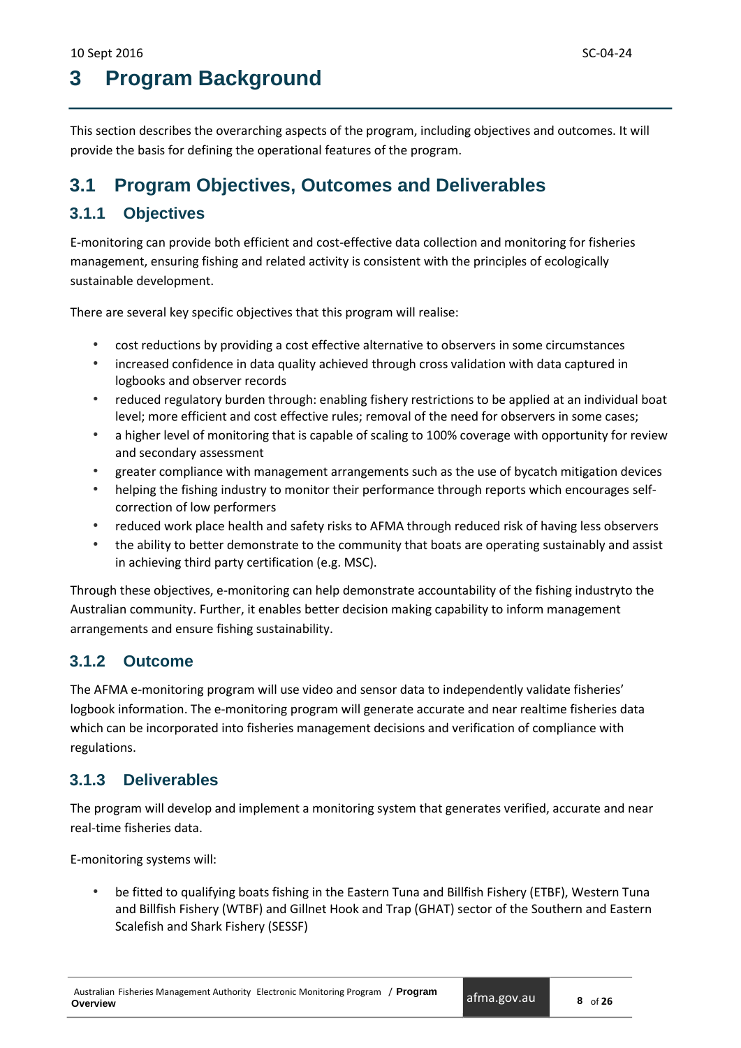# 3 Program Background

This section describes the overarching aspects of the program, including objectives and outcomes. It will provide the basis for defining the operational features of the program.

## 3.1 Program Objectives, Outcomes and Deliverables

### 3.1.1 Objectives

E-monitoring can provide both efficient and cost-effective data collection and monitoring for fisheries management, ensuring fishing and related activity is consistent with the principles of ecologically sustainable development.

There are several key specific objectives that this program will realise:

- cost reductions by providing a cost effective alternative to observers in some circumstances
- increased confidence in data quality achieved through cross validation with data captured in logbooks and observer records
- reduced regulatory burden through: enabling fishery restrictions to be applied at an individual boat level; more efficient and cost effective rules; removal of the need for observers in some cases;
- a higher level of monitoring that is capable of scaling to 100% coverage with opportunity for review and secondary assessment
- greater compliance with management arrangements such as the use of bycatch mitigation devices
- helping the fishing industry to monitor their performance through reports which encourages self-correction of low performers
- reduced work place health and safety risks to AFMA through reduced risk of having less observers
- the ability to better demonstrate to the community that boats are operating sustainably and assist in achieving third party certification (e.g. MSC).

Through these objectives, e-monitoring can help demonstrate accountability of the fishing industryto the Australian community. Further, it enables better decision making capability to inform management arrangements and ensure fishing sustainability.

### 3.1.2 Outcome

The AFMA e-monitoring program will use video and sensor data to independently validate fisheries' logbook information. The e-monitoring program will generate accurate and near realtime fisheries data which can be incorporated into fisheries management decisions and verification of compliance with regulations.

### 3.1.3 Deliverables

The program will develop and implement a monitoring system that generates verified, accurate and near real-time fisheries data.

E-monitoring systems will:

- be fitted to qualifying boats fishing in the Eastern Tuna and Billfish Fishery (ETBF), Western Tuna and Billfish Fishery (WTBF) and Gillnet Hook and Trap (GHAT) sector of the Southern and Eastern Scalefish and Shark Fishery (SESSF)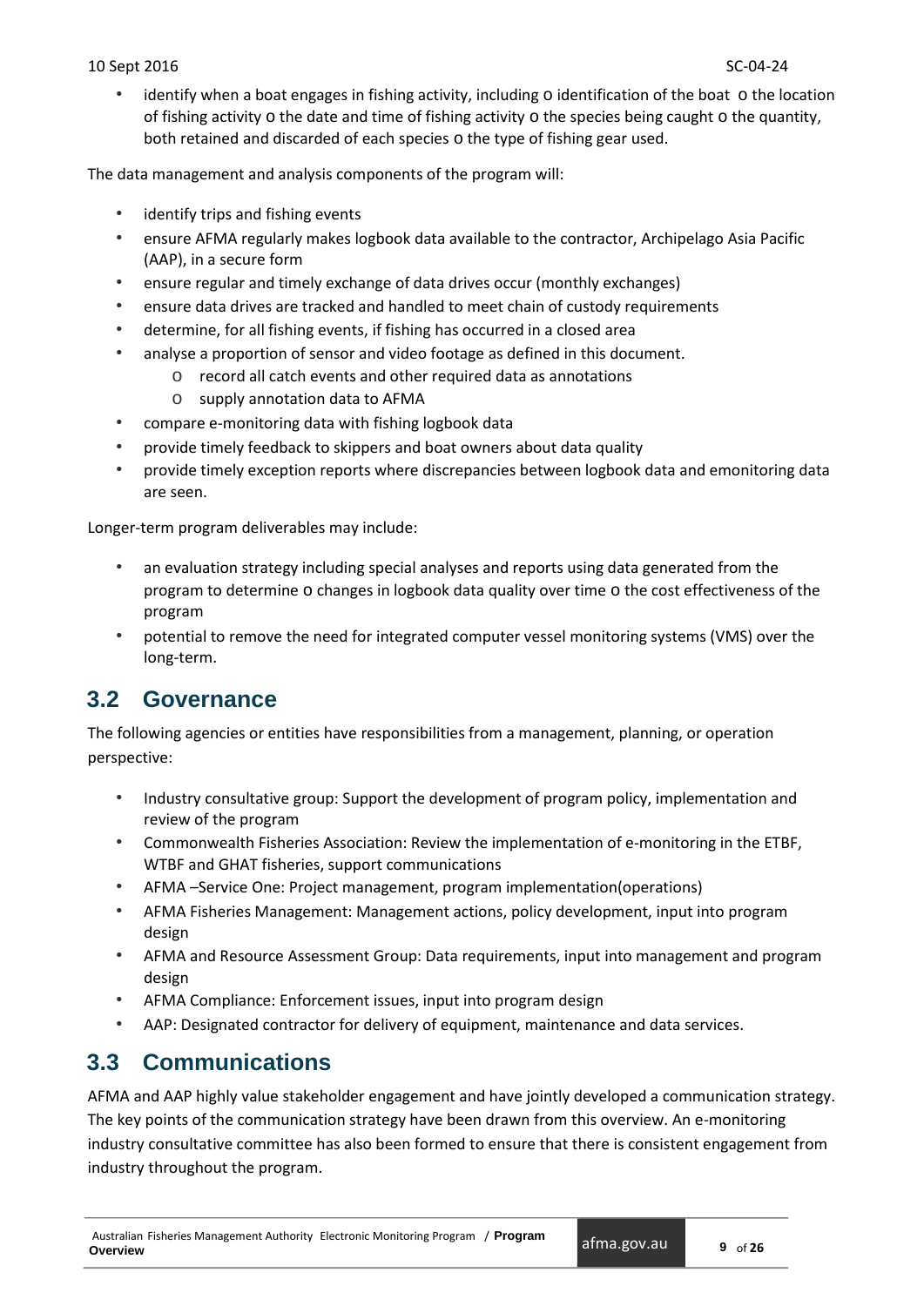- identify when a boat engages in fishing activity, including o identification of the boat o the location of fishing activity o the date and time of fishing activity o the species being caught o the quantity, both retained and discarded of each species o the type of fishing gear used.

The data management and analysis components of the program will:

- identify trips and fishing events
- ensure AFMA regularly makes logbook data available to the contractor, Archipelago Asia Pacific (AAP), in a secure form
- ensure regular and timely exchange of data drives occur (monthly exchanges)
- ensure data drives are tracked and handled to meet chain of custody requirements
- determine, for all fishing events, if fishing has occurred in a closed area
- analyse a proportion of sensor and video footage as defined in this document.
  - record all catch events and other required data as annotations
  - supply annotation data to AFMA
- compare e-monitoring data with fishing logbook data
- provide timely feedback to skippers and boat owners about data quality
- provide timely exception reports where discrepancies between logbook data and emonitoring data are seen.

Longer-term program deliverables may include:

- an evaluation strategy including special analyses and reports using data generated from the program to determine o changes in logbook data quality over time o the cost effectiveness of the program
- potential to remove the need for integrated computer vessel monitoring systems (VMS) over the long-term.

## 3.2 Governance

The following agencies or entities have responsibilities from a management, planning, or operation perspective:

- Industry consultative group: Support the development of program policy, implementation and review of the program
- Commonwealth Fisheries Association: Review the implementation of e-monitoring in the ETBF, WTBF and GHAT fisheries, support communications
- AFMA –Service One: Project management, program implementation(operations)
- AFMA Fisheries Management: Management actions, policy development, input into program design
- AFMA and Resource Assessment Group: Data requirements, input into management and program design
- AFMA Compliance: Enforcement issues, input into program design
- AAP: Designated contractor for delivery of equipment, maintenance and data services.

## 3.3 Communications

AFMA and AAP highly value stakeholder engagement and have jointly developed a communication strategy. The key points of the communication strategy have been drawn from this overview. An e-monitoring industry consultative committee has also been formed to ensure that there is consistent engagement from industry throughout the program.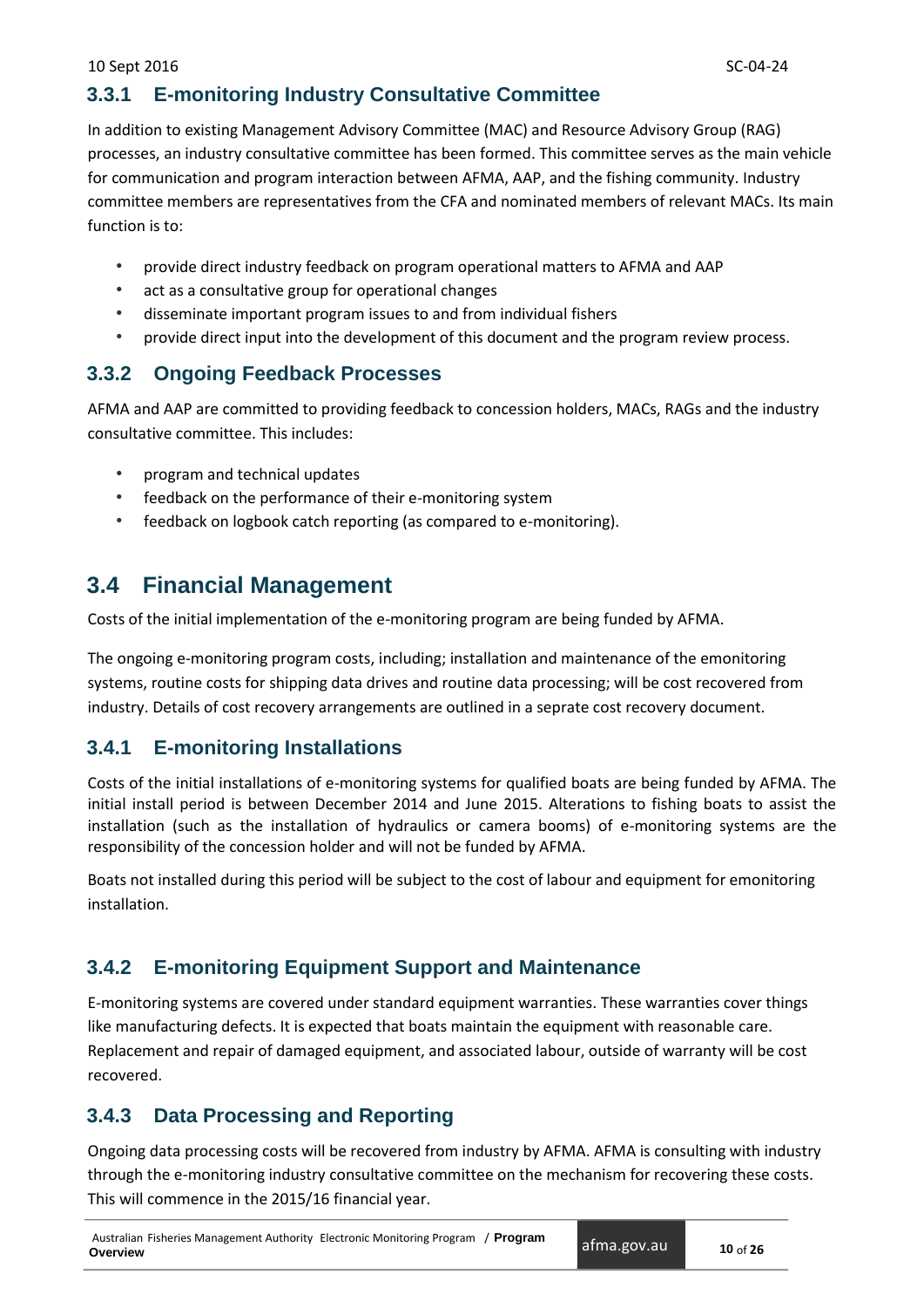### 3.3.1 E-monitoring Industry Consultative Committee

In addition to existing Management Advisory Committee (MAC) and Resource Advisory Group (RAG) processes, an industry consultative committee has been formed. This committee serves as the main vehicle for communication and program interaction between AFMA, AAP, and the fishing community. Industry committee members are representatives from the CFA and nominated members of relevant MACs. Its main function is to:

- provide direct industry feedback on program operational matters to AFMA and AAP
- act as a consultative group for operational changes
- disseminate important program issues to and from individual fishers
- provide direct input into the development of this document and the program review process.

### 3.3.2 Ongoing Feedback Processes

AFMA and AAP are committed to providing feedback to concession holders, MACs, RAGs and the industry consultative committee. This includes:

- program and technical updates
- feedback on the performance of their e-monitoring system
- feedback on logbook catch reporting (as compared to e-monitoring).

## 3.4 Financial Management

Costs of the initial implementation of the e-monitoring program are being funded by AFMA.

The ongoing e-monitoring program costs, including; installation and maintenance of the emonitoring systems, routine costs for shipping data drives and routine data processing; will be cost recovered from industry. Details of cost recovery arrangements are outlined in a seprate cost recovery document.

### 3.4.1 E-monitoring Installations

Costs of the initial installations of e-monitoring systems for qualified boats are being funded by AFMA. The initial install period is between December 2014 and June 2015. Alterations to fishing boats to assist the installation (such as the installation of hydraulics or camera booms) of e-monitoring systems are the responsibility of the concession holder and will not be funded by AFMA.

Boats not installed during this period will be subject to the cost of labour and equipment for emonitoring installation.

### 3.4.2 E-monitoring Equipment Support and Maintenance

E-monitoring systems are covered under standard equipment warranties. These warranties cover things like manufacturing defects. It is expected that boats maintain the equipment with reasonable care. Replacement and repair of damaged equipment, and associated labour, outside of warranty will be cost recovered.

### 3.4.3 Data Processing and Reporting

Ongoing data processing costs will be recovered from industry by AFMA. AFMA is consulting with industry through the e-monitoring industry consultative committee on the mechanism for recovering these costs. This will commence in the 2015/16 financial year.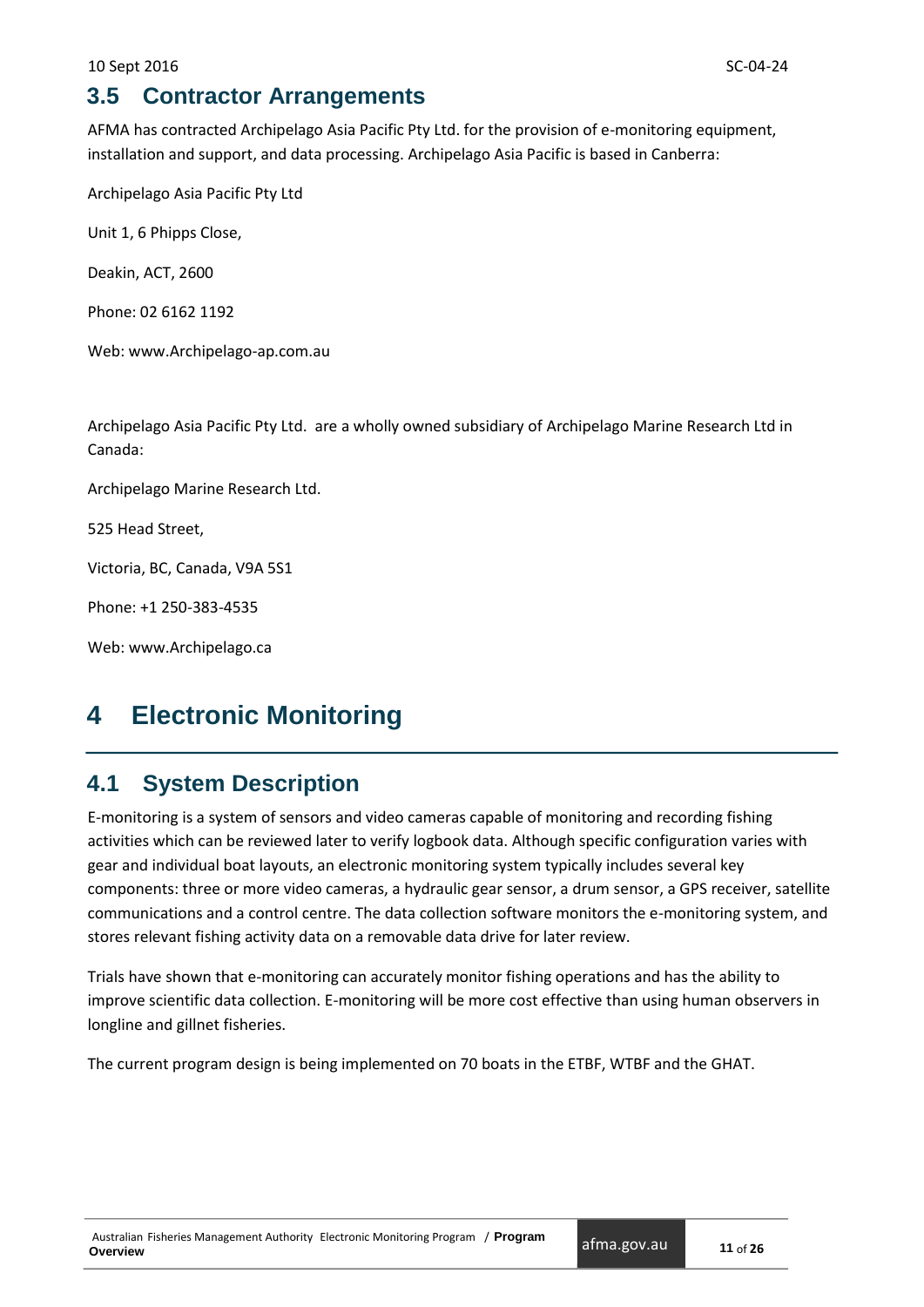## 3.5 Contractor Arrangements

AFMA has contracted Archipelago Asia Pacific Pty Ltd. for the provision of e-monitoring equipment, installation and support, and data processing. Archipelago Asia Pacific is based in Canberra:

Archipelago Asia Pacific Pty Ltd

Unit 1, 6 Phipps Close,

Deakin, ACT, 2600

Phone: 02 6162 1192

Web: www.Archipelago-ap.com.au

Archipelago Asia Pacific Pty Ltd. are a wholly owned subsidiary of Archipelago Marine Research Ltd in Canada:

Archipelago Marine Research Ltd.

525 Head Street,

Victoria, BC, Canada, V9A 5S1

Phone: +1 250-383-4535

Web: www.Archipelago.ca

# 4 Electronic Monitoring

## 4.1 System Description

E-monitoring is a system of sensors and video cameras capable of monitoring and recording fishing activities which can be reviewed later to verify logbook data. Although specific configuration varies with gear and individual boat layouts, an electronic monitoring system typically includes several key components: three or more video cameras, a hydraulic gear sensor, a drum sensor, a GPS receiver, satellite communications and a control centre. The data collection software monitors the e-monitoring system, and stores relevant fishing activity data on a removable data drive for later review.

Trials have shown that e-monitoring can accurately monitor fishing operations and has the ability to improve scientific data collection. E-monitoring will be more cost effective than using human observers in longline and gillnet fisheries.

The current program design is being implemented on 70 boats in the ETBF, WTBF and the GHAT.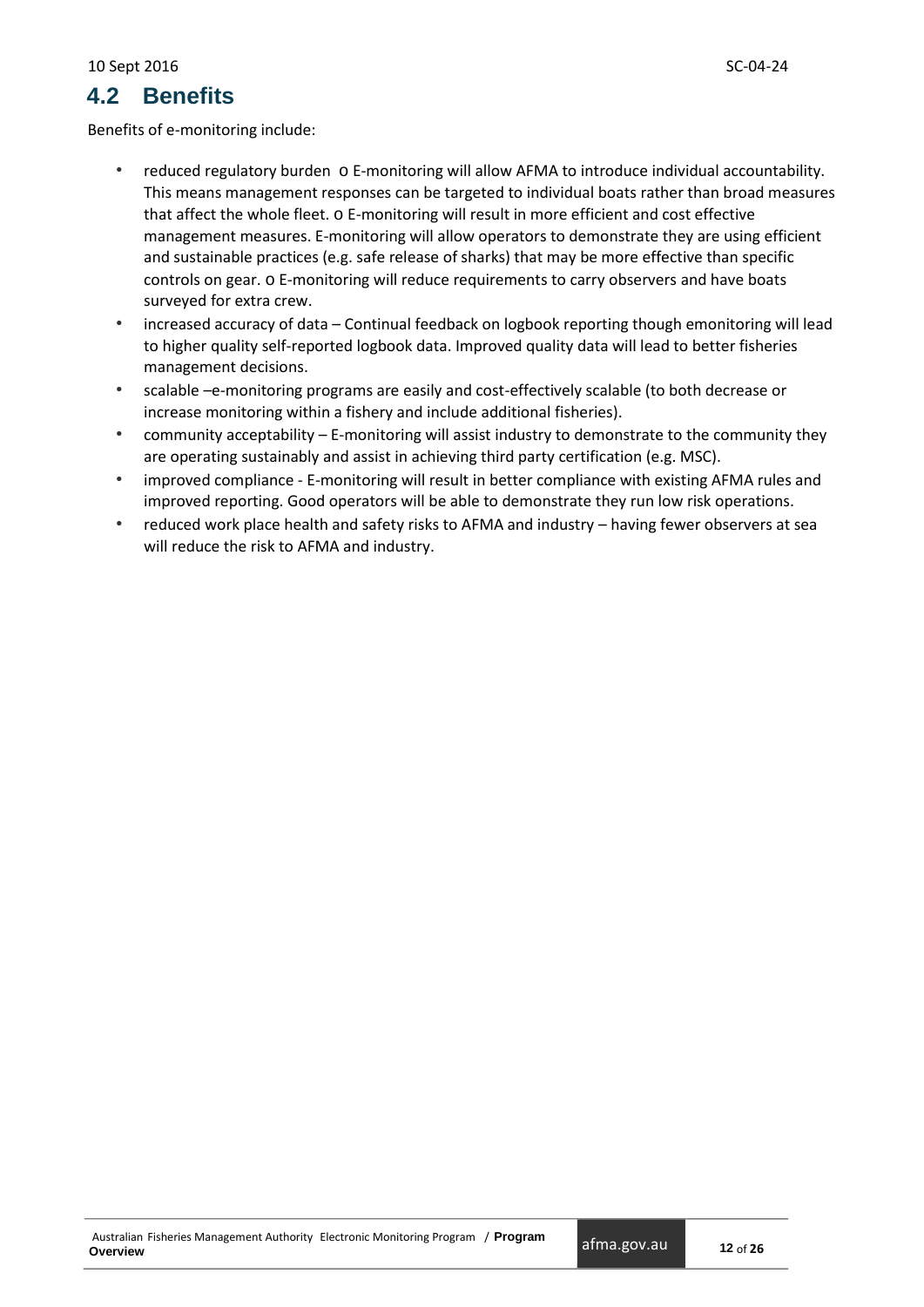## 4.2 Benefits

Benefits of e-monitoring include:

- reduced regulatory burden
  - E-monitoring will allow AFMA to introduce individual accountability. This means management responses can be targeted to individual boats rather than broad measures that affect the whole fleet.
  - E-monitoring will result in more efficient and cost effective management measures. E-monitoring will allow operators to demonstrate they are using efficient and sustainable practices (e.g. safe release of sharks) that may be more effective than specific controls on gear.
  - E-monitoring will reduce requirements to carry observers and have boats surveyed for extra crew.
- increased accuracy of data – Continual feedback on logbook reporting though emonitoring will lead to higher quality self-reported logbook data. Improved quality data will lead to better fisheries management decisions.
- scalable –e-monitoring programs are easily and cost-effectively scalable (to both decrease or increase monitoring within a fishery and include additional fisheries).
- community acceptability – E-monitoring will assist industry to demonstrate to the community they are operating sustainably and assist in achieving third party certification (e.g. MSC).
- improved compliance - E-monitoring will result in better compliance with existing AFMA rules and improved reporting. Good operators will be able to demonstrate they run low risk operations.
- reduced work place health and safety risks to AFMA and industry – having fewer observers at sea will reduce the risk to AFMA and industry.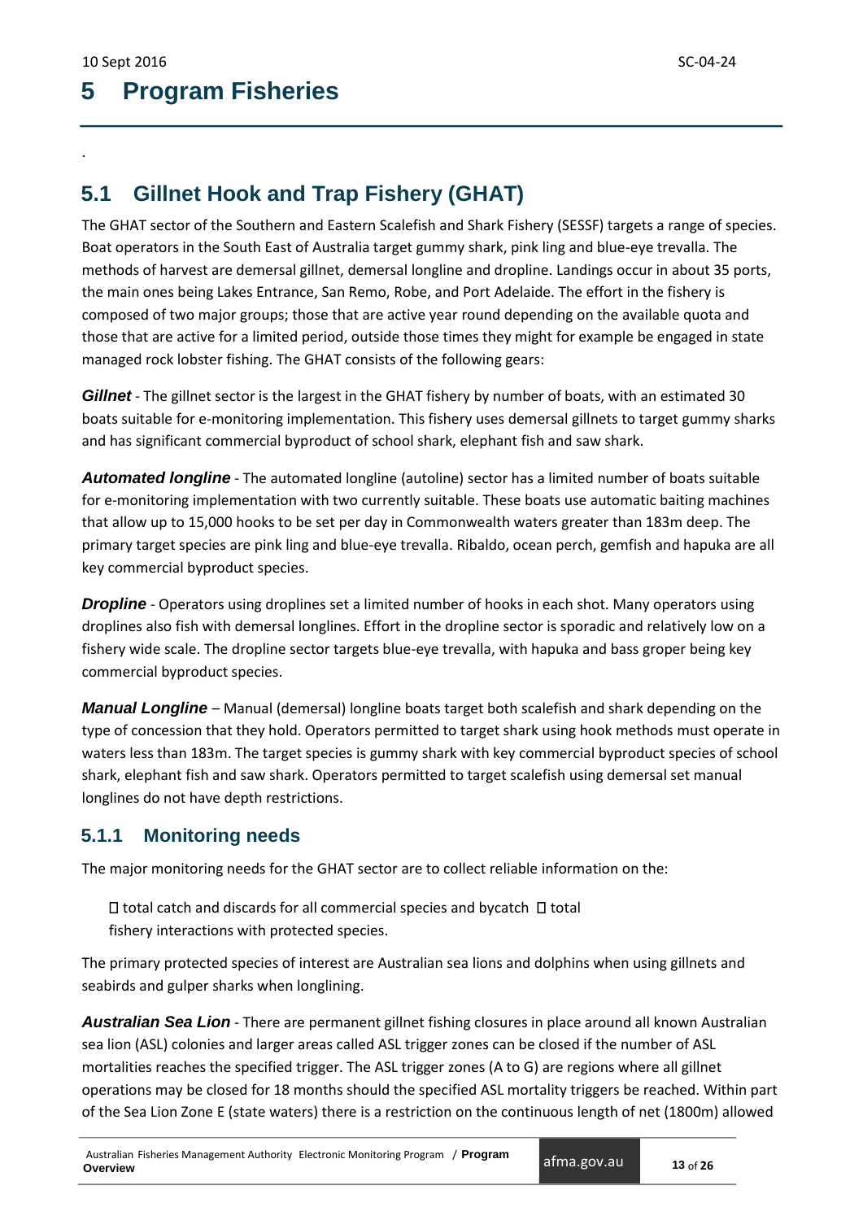# 5 Program Fisheries

.

## 5.1 Gillnet Hook and Trap Fishery (GHAT)

The GHAT sector of the Southern and Eastern Scalefish and Shark Fishery (SESSF) targets a range of species. Boat operators in the South East of Australia target gummy shark, pink ling and blue-eye trevalla. The methods of harvest are demersal gillnet, demersal longline and dropline. Landings occur in about 35 ports, the main ones being Lakes Entrance, San Remo, Robe, and Port Adelaide. The effort in the fishery is composed of two major groups; those that are active year round depending on the available quota and those that are active for a limited period, outside those times they might for example be engaged in state managed rock lobster fishing. The GHAT consists of the following gears:

***Gillnet*** - The gillnet sector is the largest in the GHAT fishery by number of boats, with an estimated 30 boats suitable for e-monitoring implementation. This fishery uses demersal gillnets to target gummy sharks and has significant commercial byproduct of school shark, elephant fish and saw shark.

***Automated longline*** - The automated longline (autoline) sector has a limited number of boats suitable for e-monitoring implementation with two currently suitable. These boats use automatic baiting machines that allow up to 15,000 hooks to be set per day in Commonwealth waters greater than 183m deep. The primary target species are pink ling and blue-eye trevalla. Ribaldo, ocean perch, gemfish and hapuka are all key commercial byproduct species.

***Dropline*** - Operators using droplines set a limited number of hooks in each shot. Many operators using droplines also fish with demersal longlines. Effort in the dropline sector is sporadic and relatively low on a fishery wide scale. The dropline sector targets blue-eye trevalla, with hapuka and bass groper being key commercial byproduct species.

***Manual Longline*** – Manual (demersal) longline boats target both scalefish and shark depending on the type of concession that they hold. Operators permitted to target shark using hook methods must operate in waters less than 183m. The target species is gummy shark with key commercial byproduct species of school shark, elephant fish and saw shark. Operators permitted to target scalefish using demersal set manual longlines do not have depth restrictions.

### 5.1.1 Monitoring needs

The major monitoring needs for the GHAT sector are to collect reliable information on the:

- total catch and discards for all commercial species and bycatch
- total fishery interactions with protected species.

The primary protected species of interest are Australian sea lions and dolphins when using gillnets and seabirds and gulper sharks when longlining.

***Australian Sea Lion*** - There are permanent gillnet fishing closures in place around all known Australian sea lion (ASL) colonies and larger areas called ASL trigger zones can be closed if the number of ASL mortalities reaches the specified trigger. The ASL trigger zones (A to G) are regions where all gillnet operations may be closed for 18 months should the specified ASL mortality triggers be reached. Within part of the Sea Lion Zone E (state waters) there is a restriction on the continuous length of net (1800m) allowed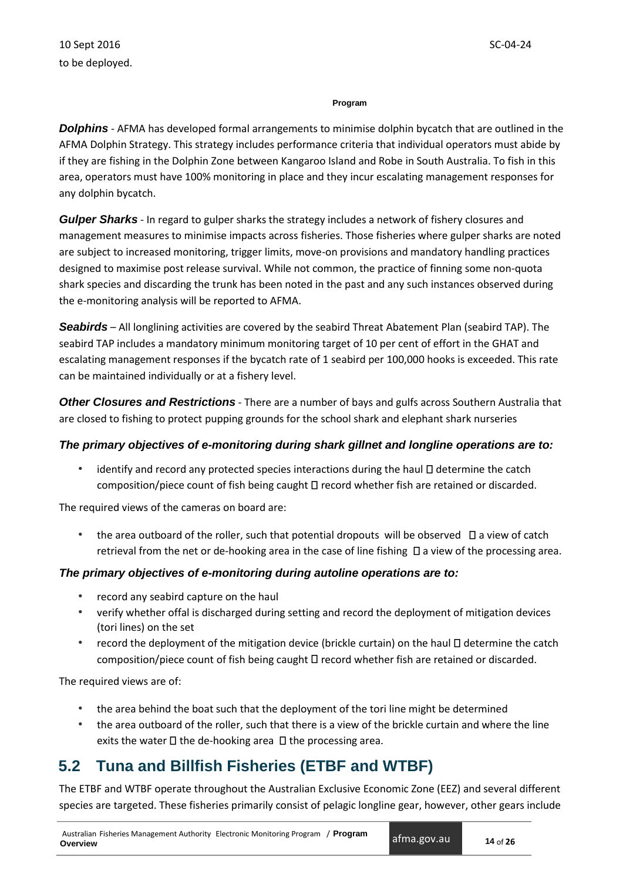to be deployed.

**Program**

***Dolphins*** - AFMA has developed formal arrangements to minimise dolphin bycatch that are outlined in the AFMA Dolphin Strategy. This strategy includes performance criteria that individual operators must abide by if they are fishing in the Dolphin Zone between Kangaroo Island and Robe in South Australia. To fish in this area, operators must have 100% monitoring in place and they incur escalating management responses for any dolphin bycatch.

***Gulper Sharks*** - In regard to gulper sharks the strategy includes a network of fishery closures and management measures to minimise impacts across fisheries. Those fisheries where gulper sharks are noted are subject to increased monitoring, trigger limits, move-on provisions and mandatory handling practices designed to maximise post release survival. While not common, the practice of finning some non-quota shark species and discarding the trunk has been noted in the past and any such instances observed during the e-monitoring analysis will be reported to AFMA.

***Seabirds*** – All longlining activities are covered by the seabird Threat Abatement Plan (seabird TAP). The seabird TAP includes a mandatory minimum monitoring target of 10 per cent of effort in the GHAT and escalating management responses if the bycatch rate of 1 seabird per 100,000 hooks is exceeded. This rate can be maintained individually or at a fishery level.

***Other Closures and Restrictions*** - There are a number of bays and gulfs across Southern Australia that are closed to fishing to protect pupping grounds for the school shark and elephant shark nurseries

***The primary objectives of e-monitoring during shark gillnet and longline operations are to:***

- identify and record any protected species interactions during the haul
- determine the catch composition/piece count of fish being caught
- record whether fish are retained or discarded.

The required views of the cameras on board are:

- the area outboard of the roller, such that potential dropouts will be observed
- a view of catch retrieval from the net or de-hooking area in the case of line fishing
- a view of the processing area.

***The primary objectives of e-monitoring during autoline operations are to:***

- record any seabird capture on the haul
- verify whether offal is discharged during setting and record the deployment of mitigation devices (tori lines) on the set
- record the deployment of the mitigation device (brickle curtain) on the haul
- determine the catch composition/piece count of fish being caught
- record whether fish are retained or discarded.

The required views are of:

- the area behind the boat such that the deployment of the tori line might be determined
- the area outboard of the roller, such that there is a view of the brickle curtain and where the line exits the water
- the de-hooking area
- the processing area.

## 5.2 Tuna and Billfish Fisheries (ETBF and WTBF)

The ETBF and WTBF operate throughout the Australian Exclusive Economic Zone (EEZ) and several different species are targeted. These fisheries primarily consist of pelagic longline gear, however, other gears include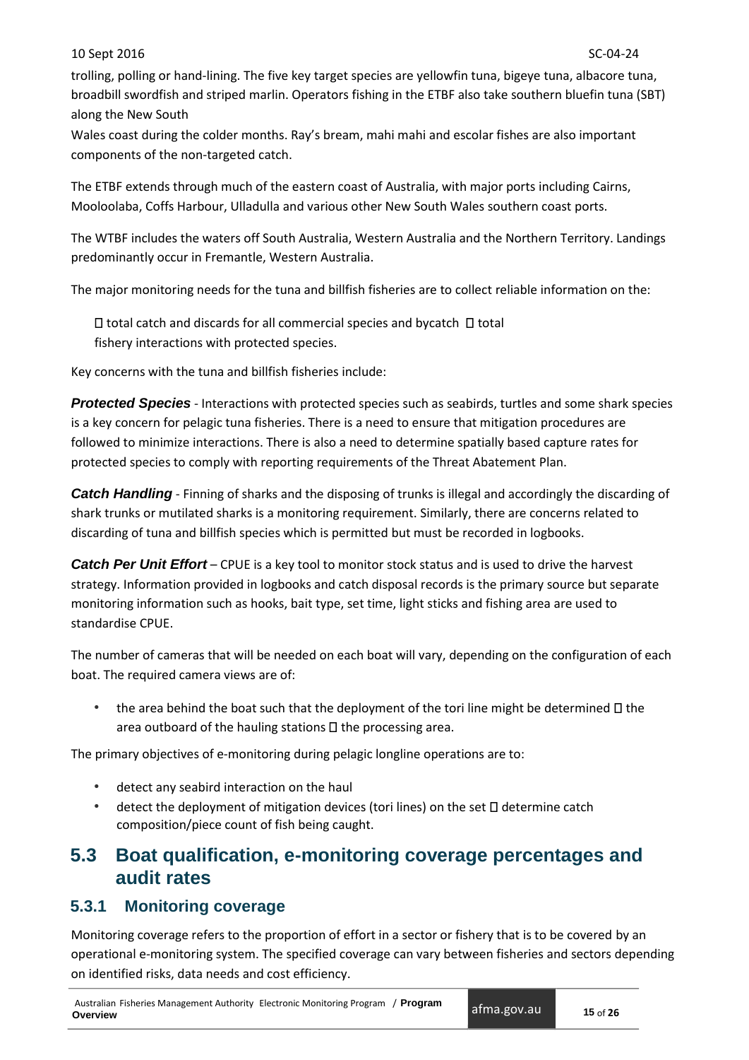trolling, polling or hand-lining. The five key target species are yellowfin tuna, bigeye tuna, albacore tuna, broadbill swordfish and striped marlin. Operators fishing in the ETBF also take southern bluefin tuna (SBT) along the New South Wales coast during the colder months. Ray's bream, mahi mahi and escolar fishes are also important components of the non-targeted catch.

The ETBF extends through much of the eastern coast of Australia, with major ports including Cairns, Mooloolaba, Coffs Harbour, Ulladulla and various other New South Wales southern coast ports.

The WTBF includes the waters off South Australia, Western Australia and the Northern Territory. Landings predominantly occur in Fremantle, Western Australia.

The major monitoring needs for the tuna and billfish fisheries are to collect reliable information on the:

- total catch and discards for all commercial species and bycatch
- total fishery interactions with protected species.

Key concerns with the tuna and billfish fisheries include:

***Protected Species*** - Interactions with protected species such as seabirds, turtles and some shark species is a key concern for pelagic tuna fisheries. There is a need to ensure that mitigation procedures are followed to minimize interactions. There is also a need to determine spatially based capture rates for protected species to comply with reporting requirements of the Threat Abatement Plan.

***Catch Handling*** - Finning of sharks and the disposing of trunks is illegal and accordingly the discarding of shark trunks or mutilated sharks is a monitoring requirement. Similarly, there are concerns related to discarding of tuna and billfish species which is permitted but must be recorded in logbooks.

***Catch Per Unit Effort*** – CPUE is a key tool to monitor stock status and is used to drive the harvest strategy. Information provided in logbooks and catch disposal records is the primary source but separate monitoring information such as hooks, bait type, set time, light sticks and fishing area are used to standardise CPUE.

The number of cameras that will be needed on each boat will vary, depending on the configuration of each boat. The required camera views are of:

- the area behind the boat such that the deployment of the tori line might be determined
- the area outboard of the hauling stations
- the processing area.

The primary objectives of e-monitoring during pelagic longline operations are to:

- detect any seabird interaction on the haul
- detect the deployment of mitigation devices (tori lines) on the set
- determine catch composition/piece count of fish being caught.

## 5.3 Boat qualification, e-monitoring coverage percentages and audit rates

### 5.3.1 Monitoring coverage

Monitoring coverage refers to the proportion of effort in a sector or fishery that is to be covered by an operational e-monitoring system. The specified coverage can vary between fisheries and sectors depending on identified risks, data needs and cost efficiency.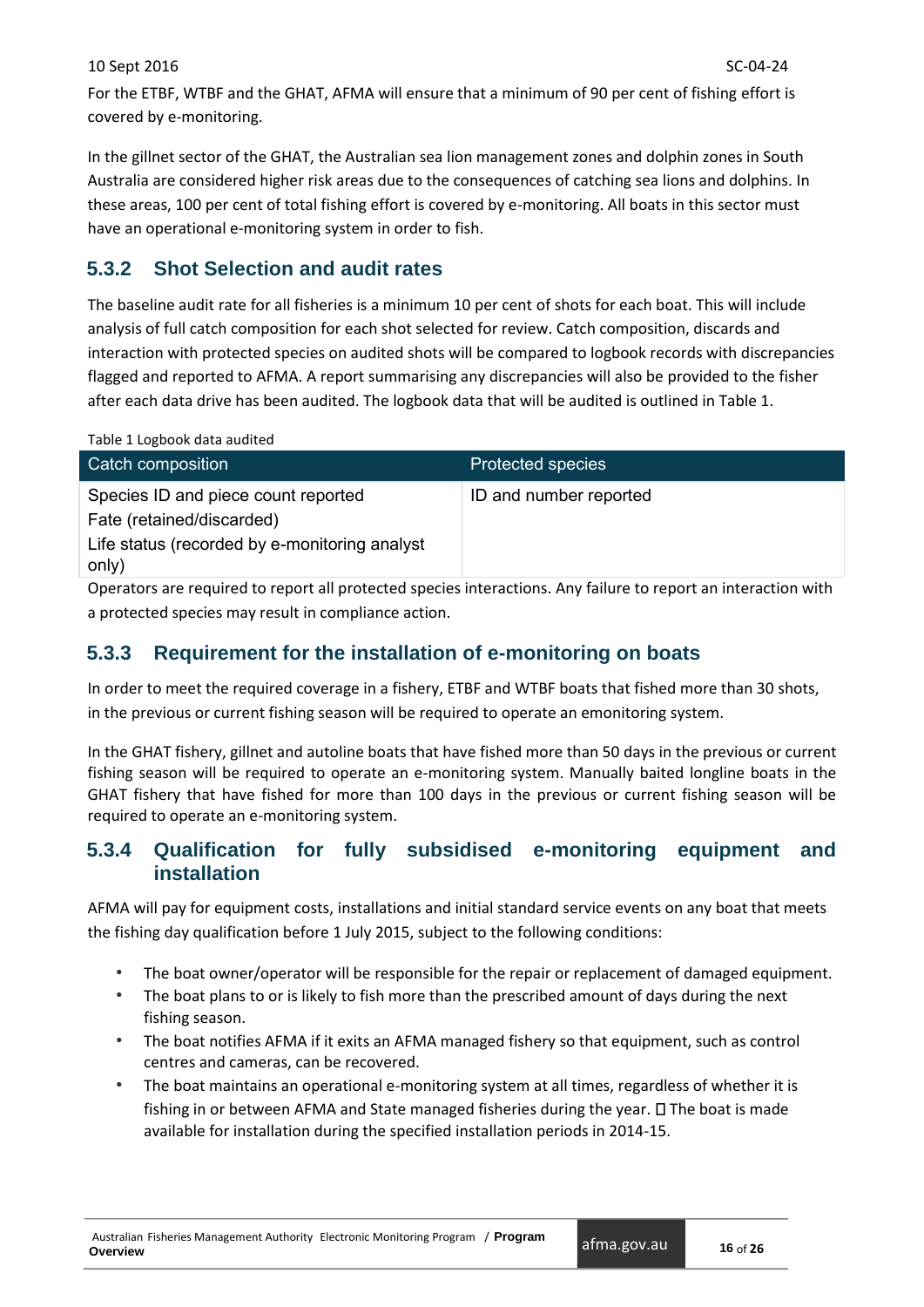For the ETBF, WTBF and the GHAT, AFMA will ensure that a minimum of 90 per cent of fishing effort is covered by e-monitoring.

In the gillnet sector of the GHAT, the Australian sea lion management zones and dolphin zones in South Australia are considered higher risk areas due to the consequences of catching sea lions and dolphins. In these areas, 100 per cent of total fishing effort is covered by e-monitoring. All boats in this sector must have an operational e-monitoring system in order to fish.

### 5.3.2 Shot Selection and audit rates

The baseline audit rate for all fisheries is a minimum 10 per cent of shots for each boat. This will include analysis of full catch composition for each shot selected for review. Catch composition, discards and interaction with protected species on audited shots will be compared to logbook records with discrepancies flagged and reported to AFMA. A report summarising any discrepancies will also be provided to the fisher after each data drive has been audited. The logbook data that will be audited is outlined in Table 1.

Table 1 Logbook data audited

| Catch composition | Protected species |
|---|---|
| Species ID and piece count reported<br>Fate (retained/discarded)<br>Life status (recorded by e-monitoring analyst only) | ID and number reported |

Operators are required to report all protected species interactions. Any failure to report an interaction with a protected species may result in compliance action.

### 5.3.3 Requirement for the installation of e-monitoring on boats

In order to meet the required coverage in a fishery, ETBF and WTBF boats that fished more than 30 shots, in the previous or current fishing season will be required to operate an emonitoring system.

In the GHAT fishery, gillnet and autoline boats that have fished more than 50 days in the previous or current fishing season will be required to operate an e-monitoring system. Manually baited longline boats in the GHAT fishery that have fished for more than 100 days in the previous or current fishing season will be required to operate an e-monitoring system.

### 5.3.4 Qualification for fully subsidised e-monitoring equipment and installation

AFMA will pay for equipment costs, installations and initial standard service events on any boat that meets the fishing day qualification before 1 July 2015, subject to the following conditions:

- The boat owner/operator will be responsible for the repair or replacement of damaged equipment.
- The boat plans to or is likely to fish more than the prescribed amount of days during the next fishing season.
- The boat notifies AFMA if it exits an AFMA managed fishery so that equipment, such as control centres and cameras, can be recovered.
- The boat maintains an operational e-monitoring system at all times, regardless of whether it is fishing in or between AFMA and State managed fisheries during the year.
- The boat is made available for installation during the specified installation periods in 2014-15.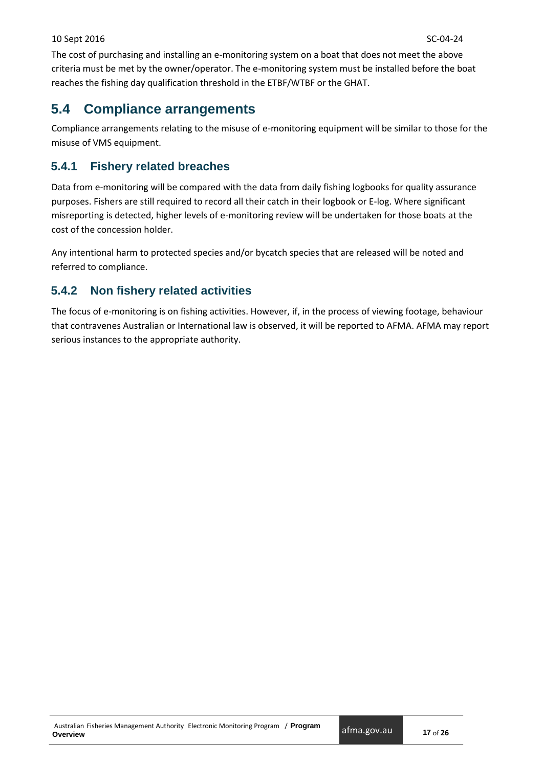The cost of purchasing and installing an e-monitoring system on a boat that does not meet the above criteria must be met by the owner/operator. The e-monitoring system must be installed before the boat reaches the fishing day qualification threshold in the ETBF/WTBF or the GHAT.

## 5.4 Compliance arrangements

Compliance arrangements relating to the misuse of e-monitoring equipment will be similar to those for the misuse of VMS equipment.

### 5.4.1 Fishery related breaches

Data from e-monitoring will be compared with the data from daily fishing logbooks for quality assurance purposes. Fishers are still required to record all their catch in their logbook or E-log. Where significant misreporting is detected, higher levels of e-monitoring review will be undertaken for those boats at the cost of the concession holder.

Any intentional harm to protected species and/or bycatch species that are released will be noted and referred to compliance.

### 5.4.2 Non fishery related activities

The focus of e-monitoring is on fishing activities. However, if, in the process of viewing footage, behaviour that contravenes Australian or International law is observed, it will be reported to AFMA. AFMA may report serious instances to the appropriate authority.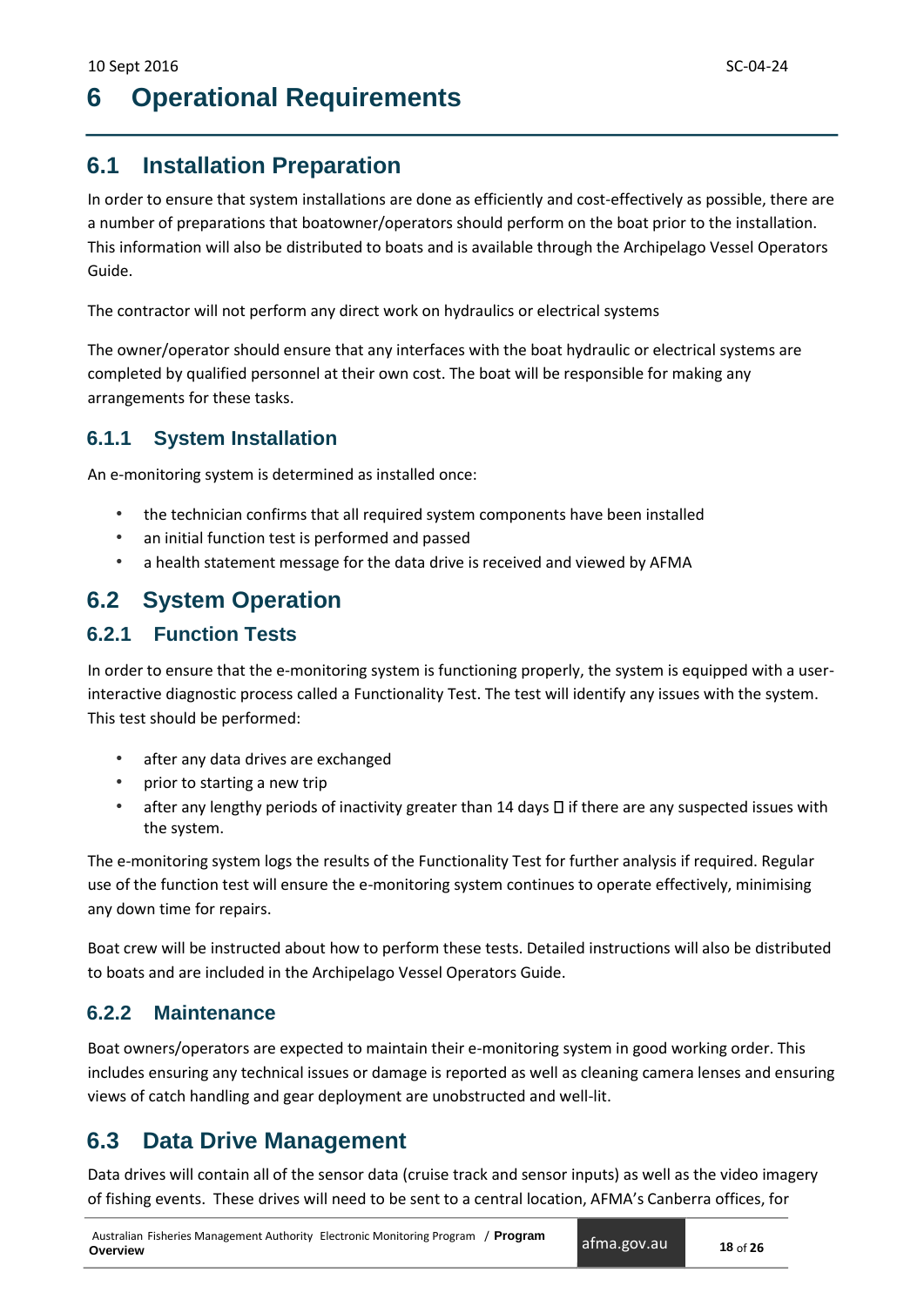# 6 Operational Requirements

## 6.1 Installation Preparation

In order to ensure that system installations are done as efficiently and cost-effectively as possible, there are a number of preparations that boatowner/operators should perform on the boat prior to the installation. This information will also be distributed to boats and is available through the Archipelago Vessel Operators Guide.

The contractor will not perform any direct work on hydraulics or electrical systems

The owner/operator should ensure that any interfaces with the boat hydraulic or electrical systems are completed by qualified personnel at their own cost. The boat will be responsible for making any arrangements for these tasks.

### 6.1.1 System Installation

An e-monitoring system is determined as installed once:

- the technician confirms that all required system components have been installed
- an initial function test is performed and passed
- a health statement message for the data drive is received and viewed by AFMA

## 6.2 System Operation

### 6.2.1 Function Tests

In order to ensure that the e-monitoring system is functioning properly, the system is equipped with a user-interactive diagnostic process called a Functionality Test. The test will identify any issues with the system. This test should be performed:

- after any data drives are exchanged
- prior to starting a new trip
- after any lengthy periods of inactivity greater than 14 days  if there are any suspected issues with the system.

The e-monitoring system logs the results of the Functionality Test for further analysis if required. Regular use of the function test will ensure the e-monitoring system continues to operate effectively, minimising any down time for repairs.

Boat crew will be instructed about how to perform these tests. Detailed instructions will also be distributed to boats and are included in the Archipelago Vessel Operators Guide.

### 6.2.2 Maintenance

Boat owners/operators are expected to maintain their e-monitoring system in good working order. This includes ensuring any technical issues or damage is reported as well as cleaning camera lenses and ensuring views of catch handling and gear deployment are unobstructed and well-lit.

## 6.3 Data Drive Management

Data drives will contain all of the sensor data (cruise track and sensor inputs) as well as the video imagery of fishing events. These drives will need to be sent to a central location, AFMA's Canberra offices, for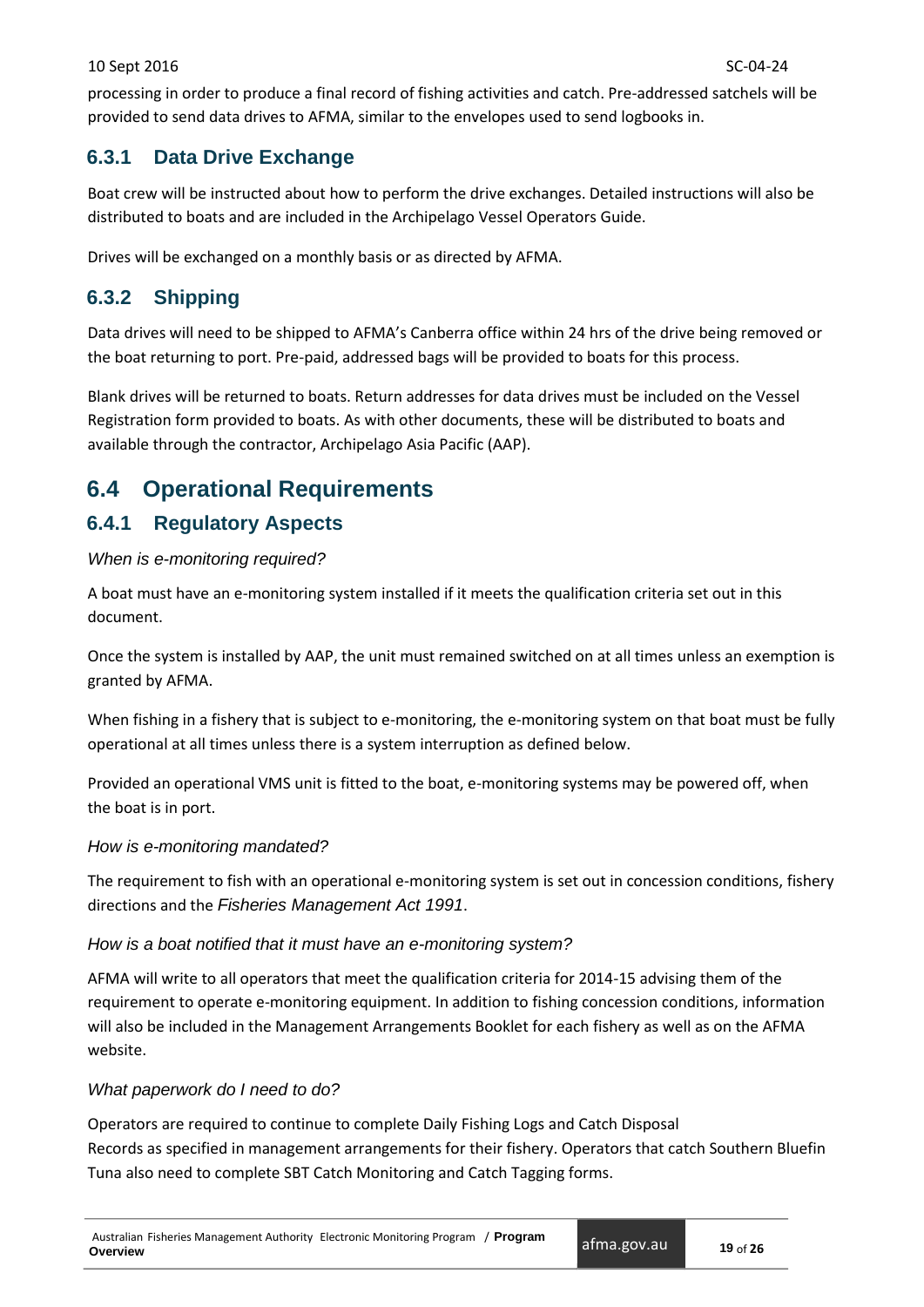processing in order to produce a final record of fishing activities and catch. Pre-addressed satchels will be provided to send data drives to AFMA, similar to the envelopes used to send logbooks in.

### 6.3.1 Data Drive Exchange

Boat crew will be instructed about how to perform the drive exchanges. Detailed instructions will also be distributed to boats and are included in the Archipelago Vessel Operators Guide.

Drives will be exchanged on a monthly basis or as directed by AFMA.

### 6.3.2 Shipping

Data drives will need to be shipped to AFMA's Canberra office within 24 hrs of the drive being removed or the boat returning to port. Pre-paid, addressed bags will be provided to boats for this process.

Blank drives will be returned to boats. Return addresses for data drives must be included on the Vessel Registration form provided to boats. As with other documents, these will be distributed to boats and available through the contractor, Archipelago Asia Pacific (AAP).

## 6.4 Operational Requirements

### 6.4.1 Regulatory Aspects

*When is e-monitoring required?*

A boat must have an e-monitoring system installed if it meets the qualification criteria set out in this document.

Once the system is installed by AAP, the unit must remained switched on at all times unless an exemption is granted by AFMA.

When fishing in a fishery that is subject to e-monitoring, the e-monitoring system on that boat must be fully operational at all times unless there is a system interruption as defined below.

Provided an operational VMS unit is fitted to the boat, e-monitoring systems may be powered off, when the boat is in port.

*How is e-monitoring mandated?*

The requirement to fish with an operational e-monitoring system is set out in concession conditions, fishery directions and the *Fisheries Management Act 1991*.

*How is a boat notified that it must have an e-monitoring system?*

AFMA will write to all operators that meet the qualification criteria for 2014-15 advising them of the requirement to operate e-monitoring equipment. In addition to fishing concession conditions, information will also be included in the Management Arrangements Booklet for each fishery as well as on the AFMA website.

*What paperwork do I need to do?*

Operators are required to continue to complete Daily Fishing Logs and Catch Disposal Records as specified in management arrangements for their fishery. Operators that catch Southern Bluefin Tuna also need to complete SBT Catch Monitoring and Catch Tagging forms.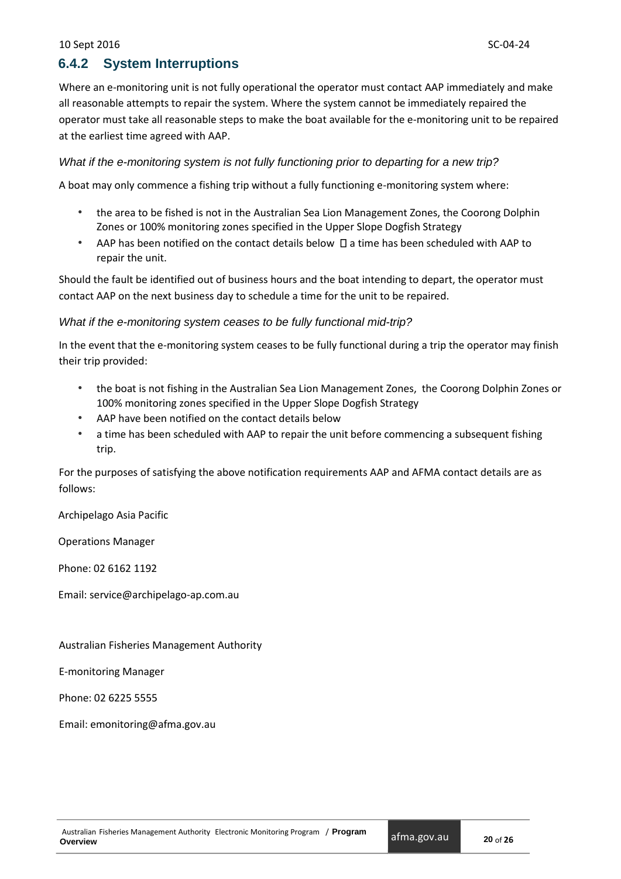### 6.4.2 System Interruptions

Where an e-monitoring unit is not fully operational the operator must contact AAP immediately and make all reasonable attempts to repair the system. Where the system cannot be immediately repaired the operator must take all reasonable steps to make the boat available for the e-monitoring unit to be repaired at the earliest time agreed with AAP.

*What if the e-monitoring system is not fully functioning prior to departing for a new trip?*

A boat may only commence a fishing trip without a fully functioning e-monitoring system where:

- the area to be fished is not in the Australian Sea Lion Management Zones, the Coorong Dolphin Zones or 100% monitoring zones specified in the Upper Slope Dogfish Strategy
- AAP has been notified on the contact details below  a time has been scheduled with AAP to repair the unit.

Should the fault be identified out of business hours and the boat intending to depart, the operator must contact AAP on the next business day to schedule a time for the unit to be repaired.

*What if the e-monitoring system ceases to be fully functional mid-trip?*

In the event that the e-monitoring system ceases to be fully functional during a trip the operator may finish their trip provided:

- the boat is not fishing in the Australian Sea Lion Management Zones, the Coorong Dolphin Zones or 100% monitoring zones specified in the Upper Slope Dogfish Strategy
- AAP have been notified on the contact details below
- a time has been scheduled with AAP to repair the unit before commencing a subsequent fishing trip.

For the purposes of satisfying the above notification requirements AAP and AFMA contact details are as follows:

Archipelago Asia Pacific

Operations Manager

Phone: 02 6162 1192

Email: service@archipelago-ap.com.au

Australian Fisheries Management Authority

E-monitoring Manager

Phone: 02 6225 5555

Email: emonitoring@afma.gov.au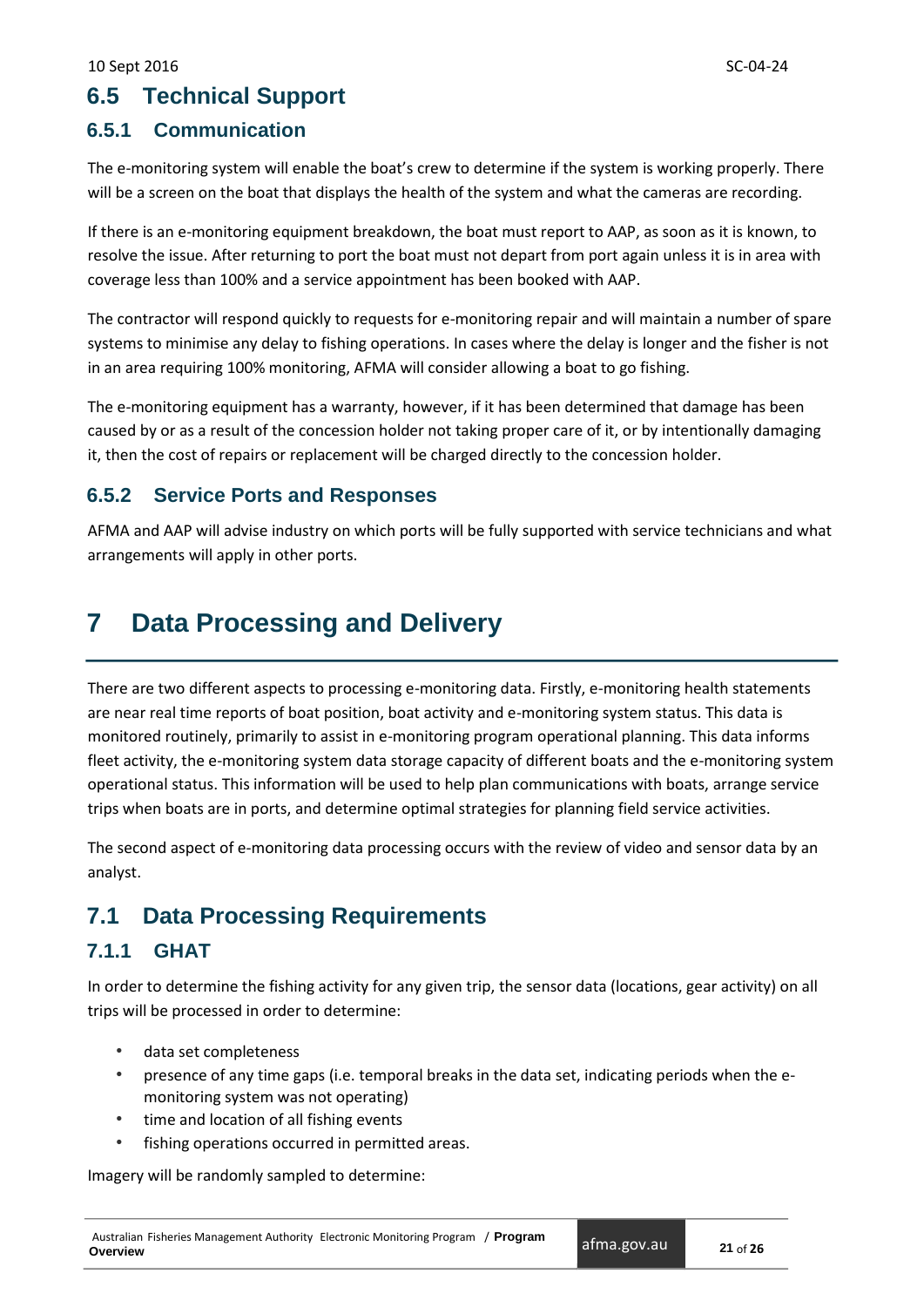## 6.5 Technical Support

### 6.5.1 Communication

The e-monitoring system will enable the boat's crew to determine if the system is working properly. There will be a screen on the boat that displays the health of the system and what the cameras are recording.

If there is an e-monitoring equipment breakdown, the boat must report to AAP, as soon as it is known, to resolve the issue. After returning to port the boat must not depart from port again unless it is in area with coverage less than 100% and a service appointment has been booked with AAP.

The contractor will respond quickly to requests for e-monitoring repair and will maintain a number of spare systems to minimise any delay to fishing operations. In cases where the delay is longer and the fisher is not in an area requiring 100% monitoring, AFMA will consider allowing a boat to go fishing.

The e-monitoring equipment has a warranty, however, if it has been determined that damage has been caused by or as a result of the concession holder not taking proper care of it, or by intentionally damaging it, then the cost of repairs or replacement will be charged directly to the concession holder.

### 6.5.2 Service Ports and Responses

AFMA and AAP will advise industry on which ports will be fully supported with service technicians and what arrangements will apply in other ports.

# 7 Data Processing and Delivery

There are two different aspects to processing e-monitoring data. Firstly, e-monitoring health statements are near real time reports of boat position, boat activity and e-monitoring system status. This data is monitored routinely, primarily to assist in e-monitoring program operational planning. This data informs fleet activity, the e-monitoring system data storage capacity of different boats and the e-monitoring system operational status. This information will be used to help plan communications with boats, arrange service trips when boats are in ports, and determine optimal strategies for planning field service activities.

The second aspect of e-monitoring data processing occurs with the review of video and sensor data by an analyst.

## 7.1 Data Processing Requirements

### 7.1.1 GHAT

In order to determine the fishing activity for any given trip, the sensor data (locations, gear activity) on all trips will be processed in order to determine:

- data set completeness
- presence of any time gaps (i.e. temporal breaks in the data set, indicating periods when the e-monitoring system was not operating)
- time and location of all fishing events
- fishing operations occurred in permitted areas.

Imagery will be randomly sampled to determine: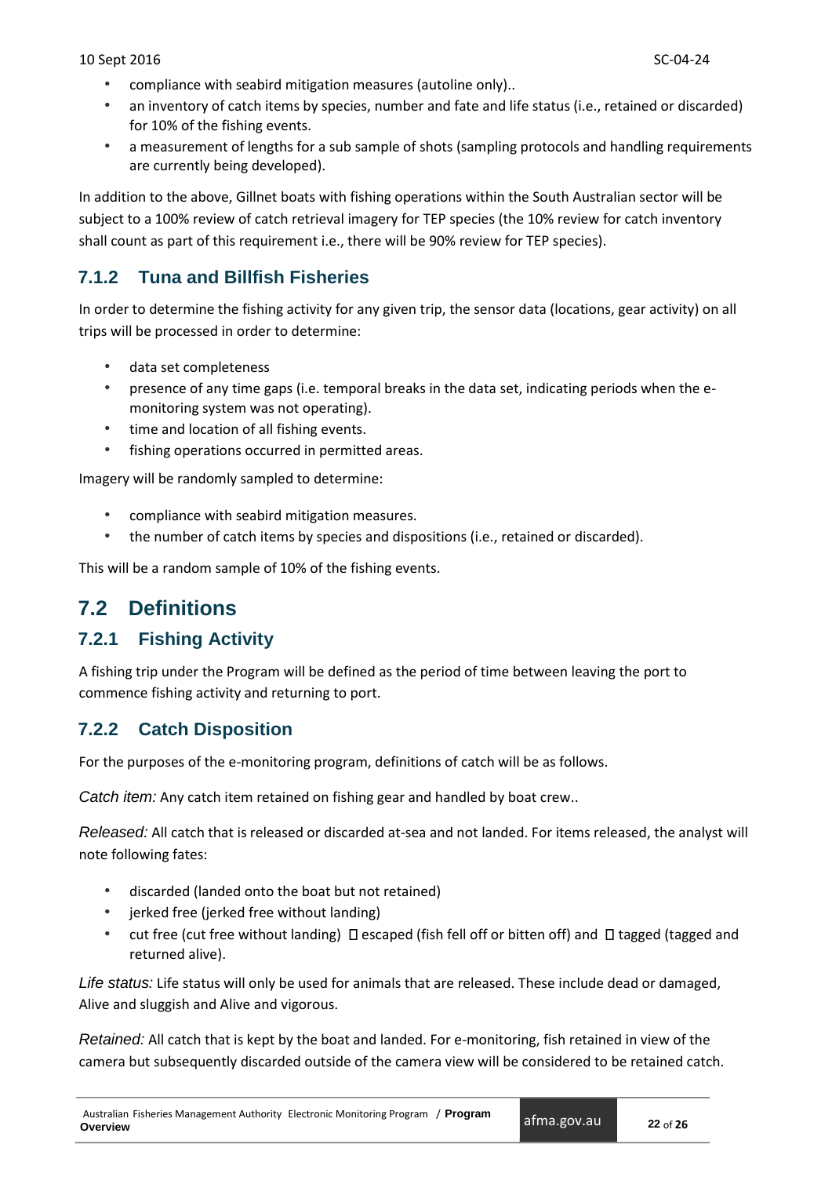- compliance with seabird mitigation measures (autoline only)..
- an inventory of catch items by species, number and fate and life status (i.e., retained or discarded) for 10% of the fishing events.
- a measurement of lengths for a sub sample of shots (sampling protocols and handling requirements are currently being developed).

In addition to the above, Gillnet boats with fishing operations within the South Australian sector will be subject to a 100% review of catch retrieval imagery for TEP species (the 10% review for catch inventory shall count as part of this requirement i.e., there will be 90% review for TEP species).

### 7.1.2 Tuna and Billfish Fisheries

In order to determine the fishing activity for any given trip, the sensor data (locations, gear activity) on all trips will be processed in order to determine:

- data set completeness
- presence of any time gaps (i.e. temporal breaks in the data set, indicating periods when the e-monitoring system was not operating).
- time and location of all fishing events.
- fishing operations occurred in permitted areas.

Imagery will be randomly sampled to determine:

- compliance with seabird mitigation measures.
- the number of catch items by species and dispositions (i.e., retained or discarded).

This will be a random sample of 10% of the fishing events.

## 7.2 Definitions

### 7.2.1 Fishing Activity

A fishing trip under the Program will be defined as the period of time between leaving the port to commence fishing activity and returning to port.

### 7.2.2 Catch Disposition

For the purposes of the e-monitoring program, definitions of catch will be as follows.

*Catch item:* Any catch item retained on fishing gear and handled by boat crew..

*Released:* All catch that is released or discarded at-sea and not landed. For items released, the analyst will note following fates:

- discarded (landed onto the boat but not retained)
- jerked free (jerked free without landing)
- cut free (cut free without landing)  escaped (fish fell off or bitten off) and  tagged (tagged and returned alive).

*Life status:* Life status will only be used for animals that are released. These include dead or damaged, Alive and sluggish and Alive and vigorous.

*Retained:* All catch that is kept by the boat and landed. For e-monitoring, fish retained in view of the camera but subsequently discarded outside of the camera view will be considered to be retained catch.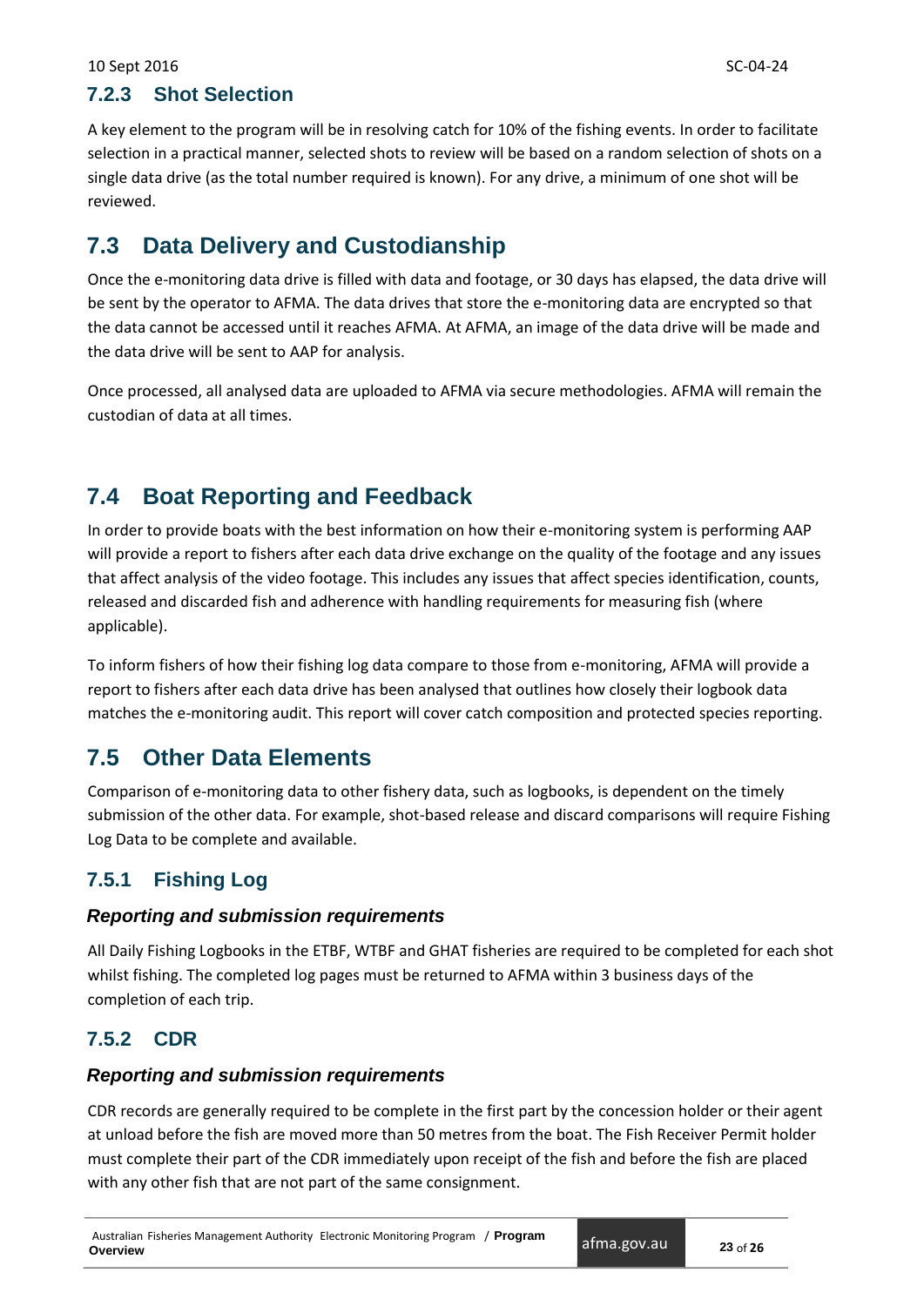### 7.2.3 Shot Selection

A key element to the program will be in resolving catch for 10% of the fishing events. In order to facilitate selection in a practical manner, selected shots to review will be based on a random selection of shots on a single data drive (as the total number required is known). For any drive, a minimum of one shot will be reviewed.

## 7.3 Data Delivery and Custodianship

Once the e-monitoring data drive is filled with data and footage, or 30 days has elapsed, the data drive will be sent by the operator to AFMA. The data drives that store the e-monitoring data are encrypted so that the data cannot be accessed until it reaches AFMA. At AFMA, an image of the data drive will be made and the data drive will be sent to AAP for analysis.

Once processed, all analysed data are uploaded to AFMA via secure methodologies. AFMA will remain the custodian of data at all times.

## 7.4 Boat Reporting and Feedback

In order to provide boats with the best information on how their e-monitoring system is performing AAP will provide a report to fishers after each data drive exchange on the quality of the footage and any issues that affect analysis of the video footage. This includes any issues that affect species identification, counts, released and discarded fish and adherence with handling requirements for measuring fish (where applicable).

To inform fishers of how their fishing log data compare to those from e-monitoring, AFMA will provide a report to fishers after each data drive has been analysed that outlines how closely their logbook data matches the e-monitoring audit. This report will cover catch composition and protected species reporting.

## 7.5 Other Data Elements

Comparison of e-monitoring data to other fishery data, such as logbooks, is dependent on the timely submission of the other data. For example, shot-based release and discard comparisons will require Fishing Log Data to be complete and available.

### 7.5.1 Fishing Log

#### *Reporting and submission requirements*

All Daily Fishing Logbooks in the ETBF, WTBF and GHAT fisheries are required to be completed for each shot whilst fishing. The completed log pages must be returned to AFMA within 3 business days of the completion of each trip.

### 7.5.2 CDR

#### *Reporting and submission requirements*

CDR records are generally required to be complete in the first part by the concession holder or their agent at unload before the fish are moved more than 50 metres from the boat. The Fish Receiver Permit holder must complete their part of the CDR immediately upon receipt of the fish and before the fish are placed with any other fish that are not part of the same consignment.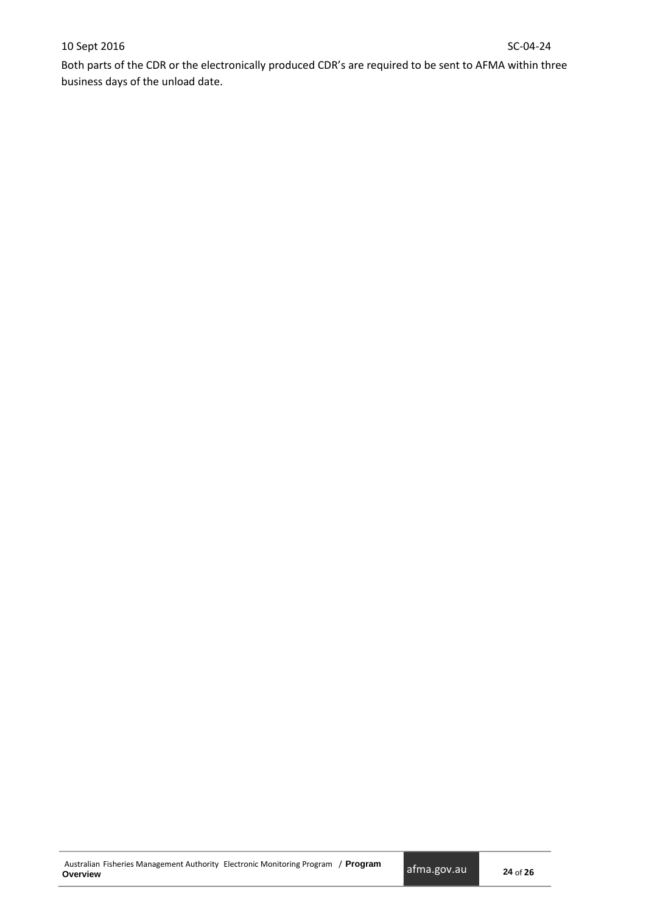Both parts of the CDR or the electronically produced CDR's are required to be sent to AFMA within three business days of the unload date.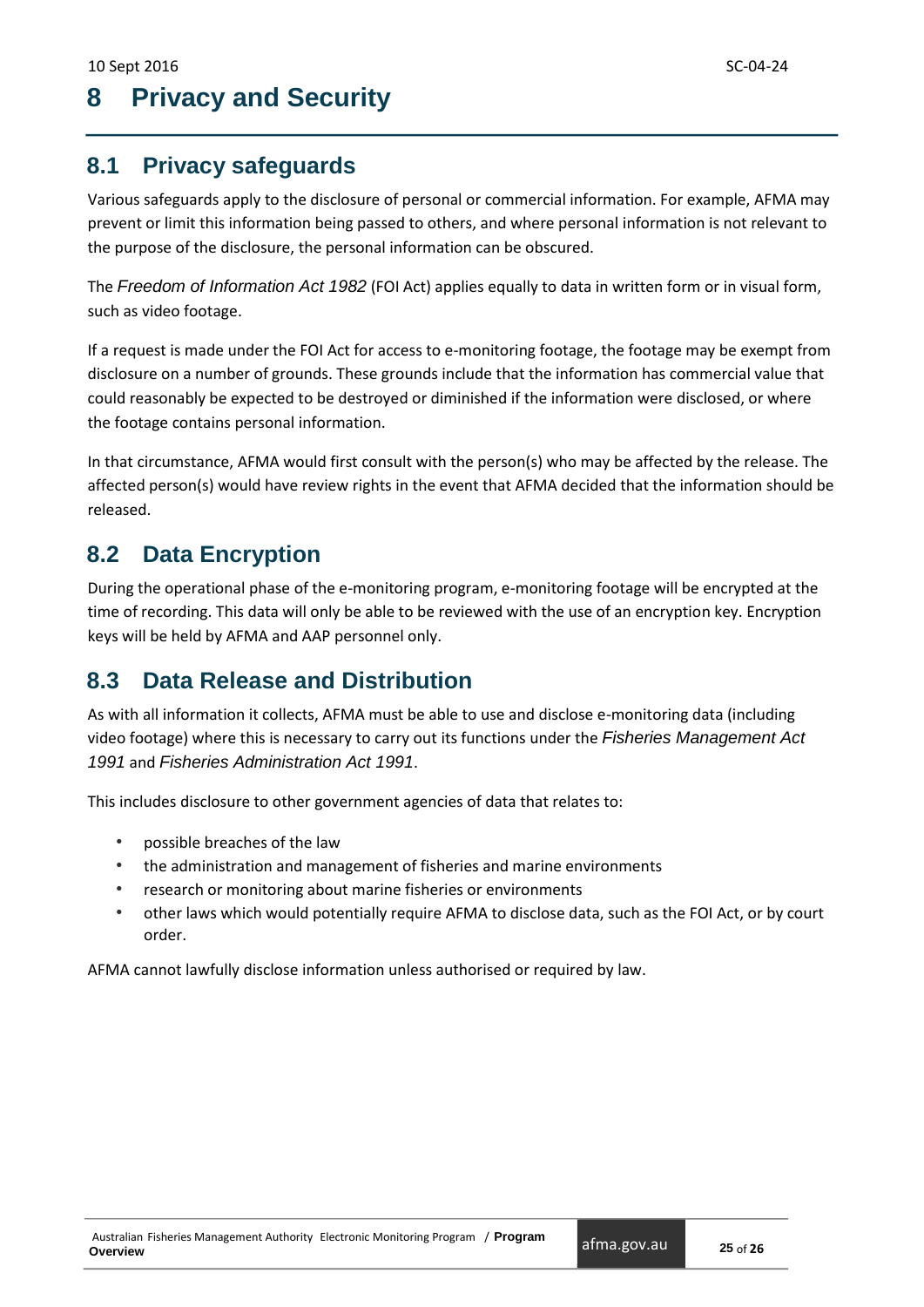# 8 Privacy and Security

## 8.1 Privacy safeguards

Various safeguards apply to the disclosure of personal or commercial information. For example, AFMA may prevent or limit this information being passed to others, and where personal information is not relevant to the purpose of the disclosure, the personal information can be obscured.

The *Freedom of Information Act 1982* (FOI Act) applies equally to data in written form or in visual form, such as video footage.

If a request is made under the FOI Act for access to e-monitoring footage, the footage may be exempt from disclosure on a number of grounds. These grounds include that the information has commercial value that could reasonably be expected to be destroyed or diminished if the information were disclosed, or where the footage contains personal information.

In that circumstance, AFMA would first consult with the person(s) who may be affected by the release. The affected person(s) would have review rights in the event that AFMA decided that the information should be released.

## 8.2 Data Encryption

During the operational phase of the e-monitoring program, e-monitoring footage will be encrypted at the time of recording. This data will only be able to be reviewed with the use of an encryption key. Encryption keys will be held by AFMA and AAP personnel only.

## 8.3 Data Release and Distribution

As with all information it collects, AFMA must be able to use and disclose e-monitoring data (including video footage) where this is necessary to carry out its functions under the *Fisheries Management Act 1991* and *Fisheries Administration Act 1991*.

This includes disclosure to other government agencies of data that relates to:

- possible breaches of the law
- the administration and management of fisheries and marine environments
- research or monitoring about marine fisheries or environments
- other laws which would potentially require AFMA to disclose data, such as the FOI Act, or by court order.

AFMA cannot lawfully disclose information unless authorised or required by law.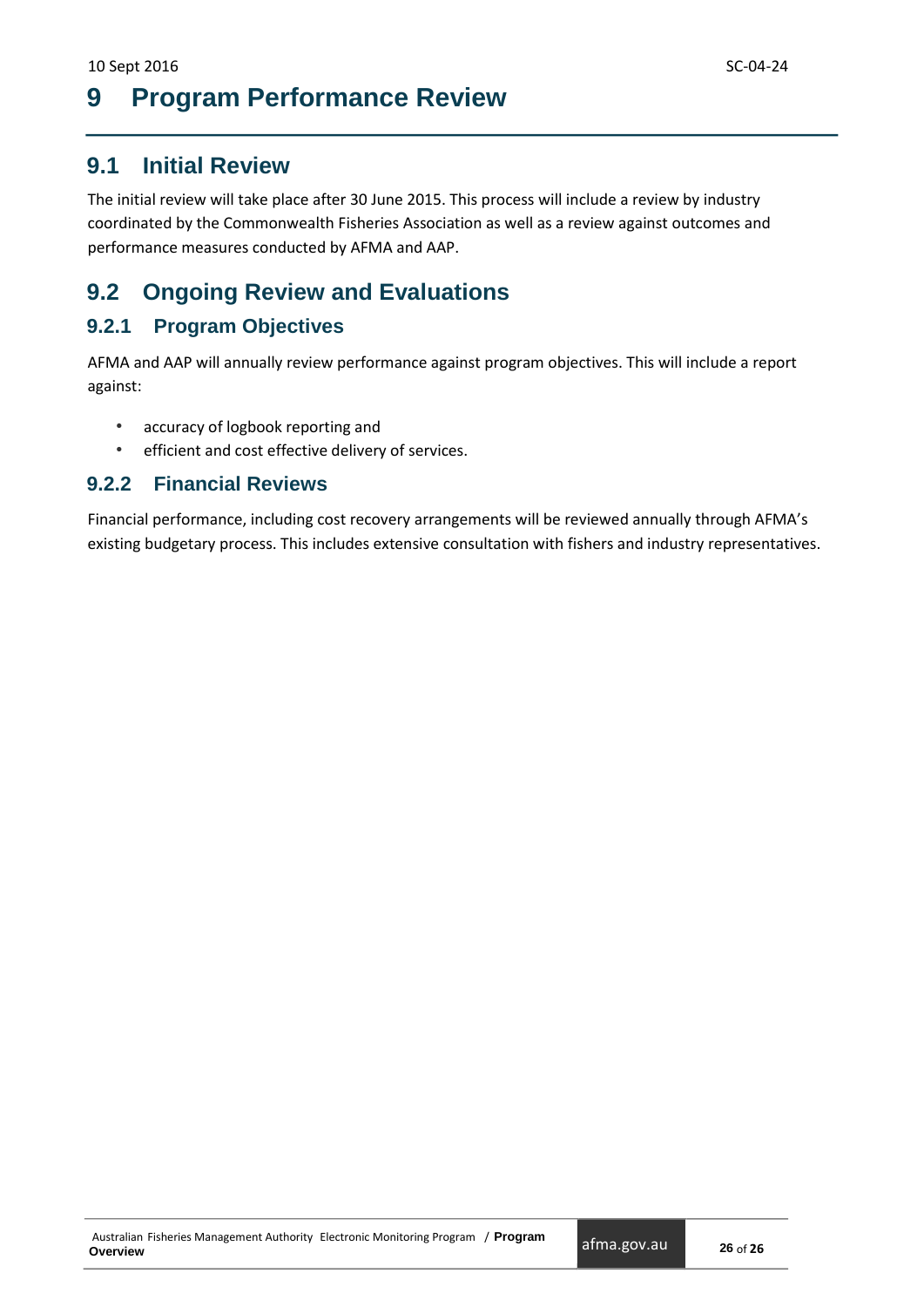# 9 Program Performance Review

## 9.1 Initial Review

The initial review will take place after 30 June 2015. This process will include a review by industry coordinated by the Commonwealth Fisheries Association as well as a review against outcomes and performance measures conducted by AFMA and AAP.

## 9.2 Ongoing Review and Evaluations

### 9.2.1 Program Objectives

AFMA and AAP will annually review performance against program objectives. This will include a report against:

- accuracy of logbook reporting and
- efficient and cost effective delivery of services.

### 9.2.2 Financial Reviews

Financial performance, including cost recovery arrangements will be reviewed annually through AFMA's existing budgetary process. This includes extensive consultation with fishers and industry representatives.